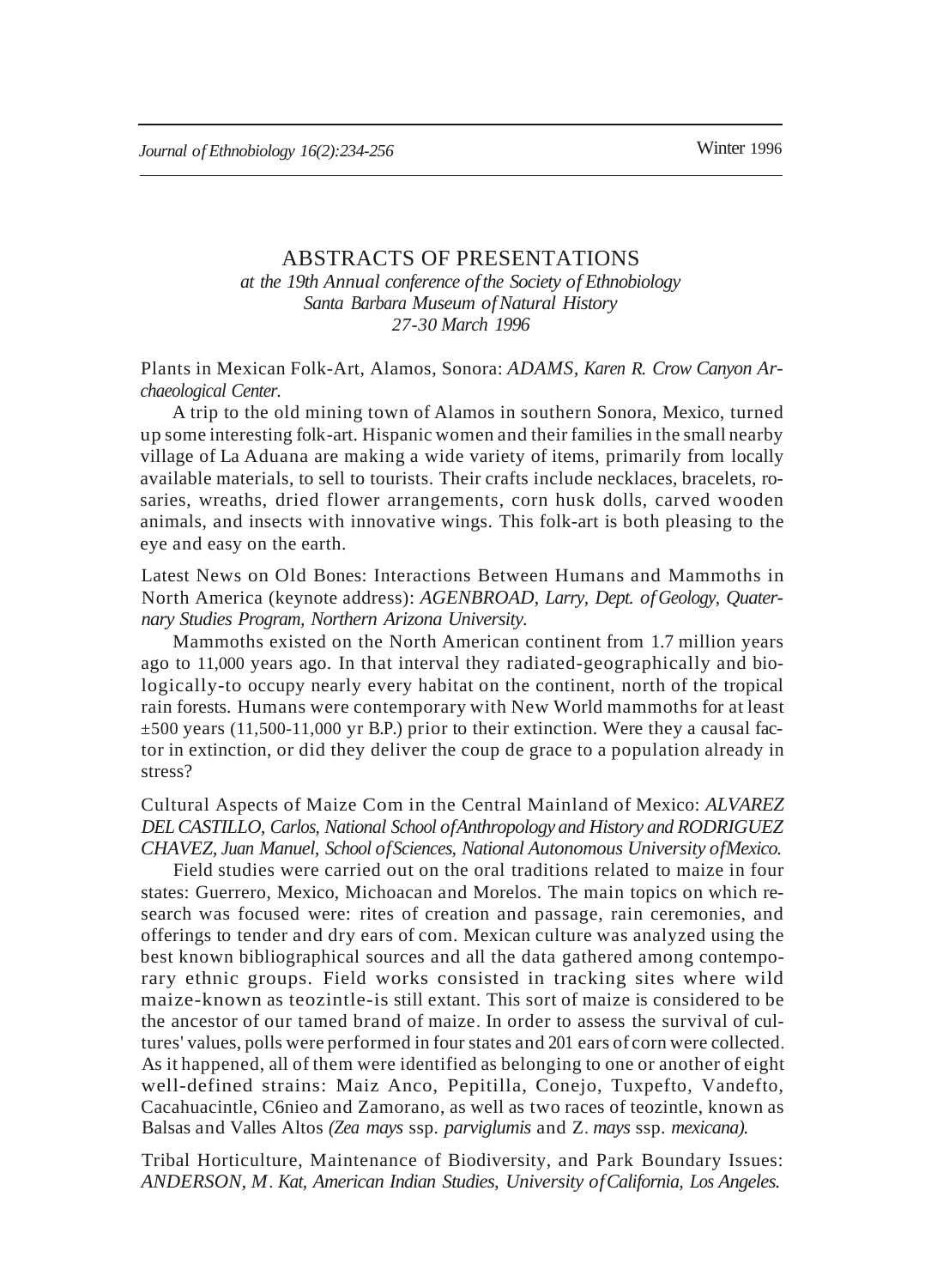# ABSTRACTS OF PRESENTATIONS

*at the 19th Annual conference of the Society of Ethnobiology*
*Santa Barbara Museum of Natural History*
*27-30 March 1996*

Plants in Mexican Folk-Art, Alamos, Sonora: *ADAMS, Karen R. Crow Canyon Archaeological Center.*

A trip to the old mining town of Alamos in southern Sonora, Mexico, turned up some interesting folk-art. Hispanic women and their families in the small nearby village of La Aduana are making a wide variety of items, primarily from locally available materials, to sell to tourists. Their crafts include necklaces, bracelets, rosaries, wreaths, dried flower arrangements, corn husk dolls, carved wooden animals, and insects with innovative wings. This folk-art is both pleasing to the eye and easy on the earth.

Latest News on Old Bones: Interactions Between Humans and Mammoths in North America (keynote address): *AGENBROAD, Larry, Dept. of Geology, Quaternary Studies Program, Northern Arizona University.*

Mammoths existed on the North American continent from 1.7 million years ago to 11,000 years ago. In that interval they radiated-geographically and biologically-to occupy nearly every habitat on the continent, north of the tropical rain forests. Humans were contemporary with New World mammoths for at least ±500 years (11,500-11,000 yr B.P.) prior to their extinction. Were they a causal factor in extinction, or did they deliver the coup de grace to a population already in stress?

Cultural Aspects of Maize Com in the Central Mainland of Mexico: *ALVAREZ DEL CASTILLO, Carlos, National School of Anthropology and History and RODRIGUEZ CHAVEZ, Juan Manuel, School of Sciences, National Autonomous University of Mexico.*

Field studies were carried out on the oral traditions related to maize in four states: Guerrero, Mexico, Michoacan and Morelos. The main topics on which research was focused were: rites of creation and passage, rain ceremonies, and offerings to tender and dry ears of com. Mexican culture was analyzed using the best known bibliographical sources and all the data gathered among contemporary ethnic groups. Field works consisted in tracking sites where wild maize-known as teozintle-is still extant. This sort of maize is considered to be the ancestor of our tamed brand of maize. In order to assess the survival of cultures' values, polls were performed in four states and 201 ears of corn were collected. As it happened, all of them were identified as belonging to one or another of eight well-defined strains: Maiz Anco, Pepitilla, Conejo, Tuxpefto, Vandefto, Cacahuacintle, C6nieo and Zamorano, as well as two races of teozintle, known as Balsas and Valles Altos *(Zea mays* ssp. *parviglumis* and Z. *mays* ssp. *mexicana).*

Tribal Horticulture, Maintenance of Biodiversity, and Park Boundary Issues: *ANDERSON, M. Kat, American Indian Studies, University of California, Los Angeles.*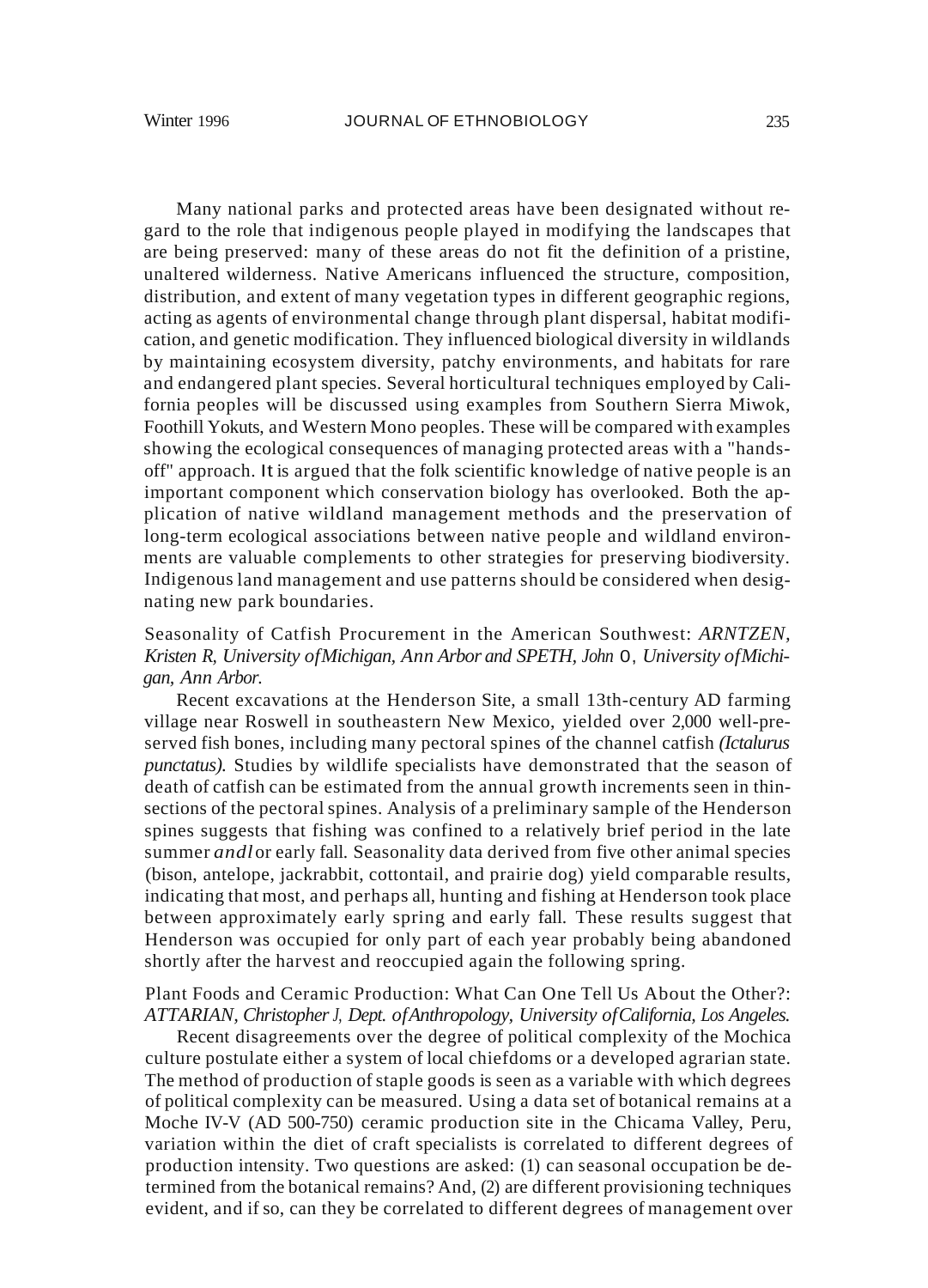Many national parks and protected areas have been designated without regard to the role that indigenous people played in modifying the landscapes that are being preserved: many of these areas do not fit the definition of a pristine, unaltered wilderness. Native Americans influenced the structure, composition, distribution, and extent of many vegetation types in different geographic regions, acting as agents of environmental change through plant dispersal, habitat modification, and genetic modification. They influenced biological diversity in wildlands by maintaining ecosystem diversity, patchy environments, and habitats for rare and endangered plant species. Several horticultural techniques employed by California peoples will be discussed using examples from Southern Sierra Miwok, Foothill Yokuts, and Western Mono peoples. These will be compared with examples showing the ecological consequences of managing protected areas with a "hands-off" approach. It is argued that the folk scientific knowledge of native people is an important component which conservation biology has overlooked. Both the application of native wildland management methods and the preservation of long-term ecological associations between native people and wildland environments are valuable complements to other strategies for preserving biodiversity. Indigenous land management and use patterns should be considered when designating new park boundaries.

Seasonality of Catfish Procurement in the American Southwest: *ARNTZEN, Kristen R, University of Michigan, Ann Arbor and SPETH, John O, University of Michigan, Ann Arbor.*

Recent excavations at the Henderson Site, a small 13th-century AD farming village near Roswell in southeastern New Mexico, yielded over 2,000 well-preserved fish bones, including many pectoral spines of the channel catfish *(Ictalurus punctatus).* Studies by wildlife specialists have demonstrated that the season of death of catfish can be estimated from the annual growth increments seen in thin-sections of the pectoral spines. Analysis of a preliminary sample of the Henderson spines suggests that fishing was confined to a relatively brief period in the late summer and/or early fall. Seasonality data derived from five other animal species (bison, antelope, jackrabbit, cottontail, and prairie dog) yield comparable results, indicating that most, and perhaps all, hunting and fishing at Henderson took place between approximately early spring and early fall. These results suggest that Henderson was occupied for only part of each year probably being abandoned shortly after the harvest and reoccupied again the following spring.

Plant Foods and Ceramic Production: What Can One Tell Us About the Other?: *ATTARIAN, Christopher J, Dept. of Anthropology, University of California, Los Angeles.*

Recent disagreements over the degree of political complexity of the Mochica culture postulate either a system of local chiefdoms or a developed agrarian state. The method of production of staple goods is seen as a variable with which degrees of political complexity can be measured. Using a data set of botanical remains at a Moche IV-V (AD 500-750) ceramic production site in the Chicama Valley, Peru, variation within the diet of craft specialists is correlated to different degrees of production intensity. Two questions are asked: (1) can seasonal occupation be determined from the botanical remains? And, (2) are different provisioning techniques evident, and if so, can they be correlated to different degrees of management over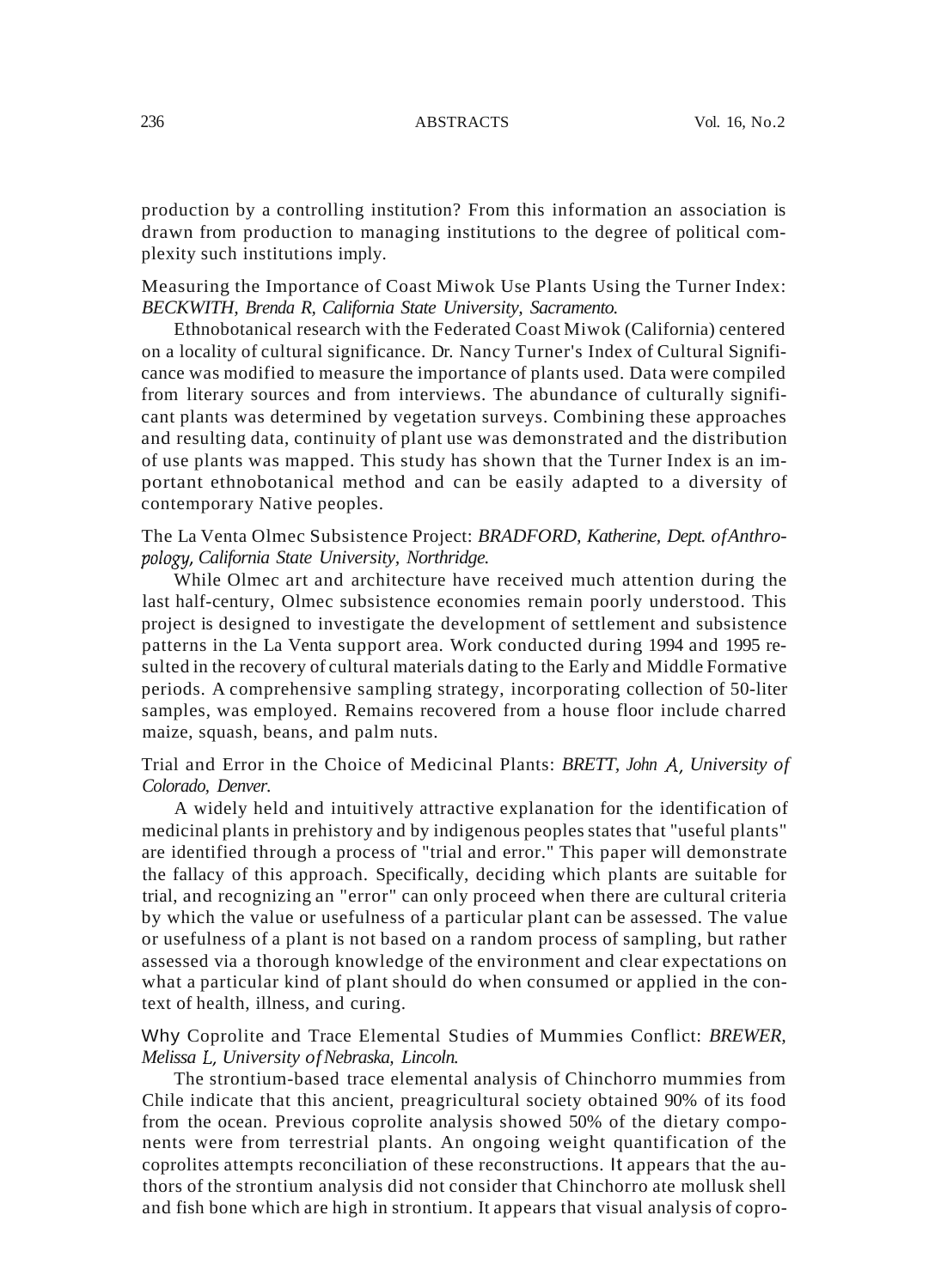production by a controlling institution? From this information an association is drawn from production to managing institutions to the degree of political complexity such institutions imply.

Measuring the Importance of Coast Miwok Use Plants Using the Turner Index: *BECKWITH, Brenda R, California State University, Sacramento.*

Ethnobotanical research with the Federated Coast Miwok (California) centered on a locality of cultural significance. Dr. Nancy Turner's Index of Cultural Significance was modified to measure the importance of plants used. Data were compiled from literary sources and from interviews. The abundance of culturally significant plants was determined by vegetation surveys. Combining these approaches and resulting data, continuity of plant use was demonstrated and the distribution of use plants was mapped. This study has shown that the Turner Index is an important ethnobotanical method and can be easily adapted to a diversity of contemporary Native peoples.

The La Venta Olmec Subsistence Project: *BRADFORD, Katherine, Dept. of Anthropology, California State University, Northridge.*

While Olmec art and architecture have received much attention during the last half-century, Olmec subsistence economies remain poorly understood. This project is designed to investigate the development of settlement and subsistence patterns in the La Venta support area. Work conducted during 1994 and 1995 resulted in the recovery of cultural materials dating to the Early and Middle Formative periods. A comprehensive sampling strategy, incorporating collection of 50-liter samples, was employed. Remains recovered from a house floor include charred maize, squash, beans, and palm nuts.

Trial and Error in the Choice of Medicinal Plants: *BRETT, John A, University of Colorado, Denver.*

A widely held and intuitively attractive explanation for the identification of medicinal plants in prehistory and by indigenous peoples states that "useful plants" are identified through a process of "trial and error." This paper will demonstrate the fallacy of this approach. Specifically, deciding which plants are suitable for trial, and recognizing an "error" can only proceed when there are cultural criteria by which the value or usefulness of a particular plant can be assessed. The value or usefulness of a plant is not based on a random process of sampling, but rather assessed via a thorough knowledge of the environment and clear expectations on what a particular kind of plant should do when consumed or applied in the context of health, illness, and curing.

Why Coprolite and Trace Elemental Studies of Mummies Conflict: *BREWER, Melissa L, University of Nebraska, Lincoln.*

The strontium-based trace elemental analysis of Chinchorro mummies from Chile indicate that this ancient, preagricultural society obtained 90% of its food from the ocean. Previous coprolite analysis showed 50% of the dietary components were from terrestrial plants. An ongoing weight quantification of the coprolites attempts reconciliation of these reconstructions. It appears that the authors of the strontium analysis did not consider that Chinchorro ate mollusk shell and fish bone which are high in strontium. It appears that visual analysis of copro-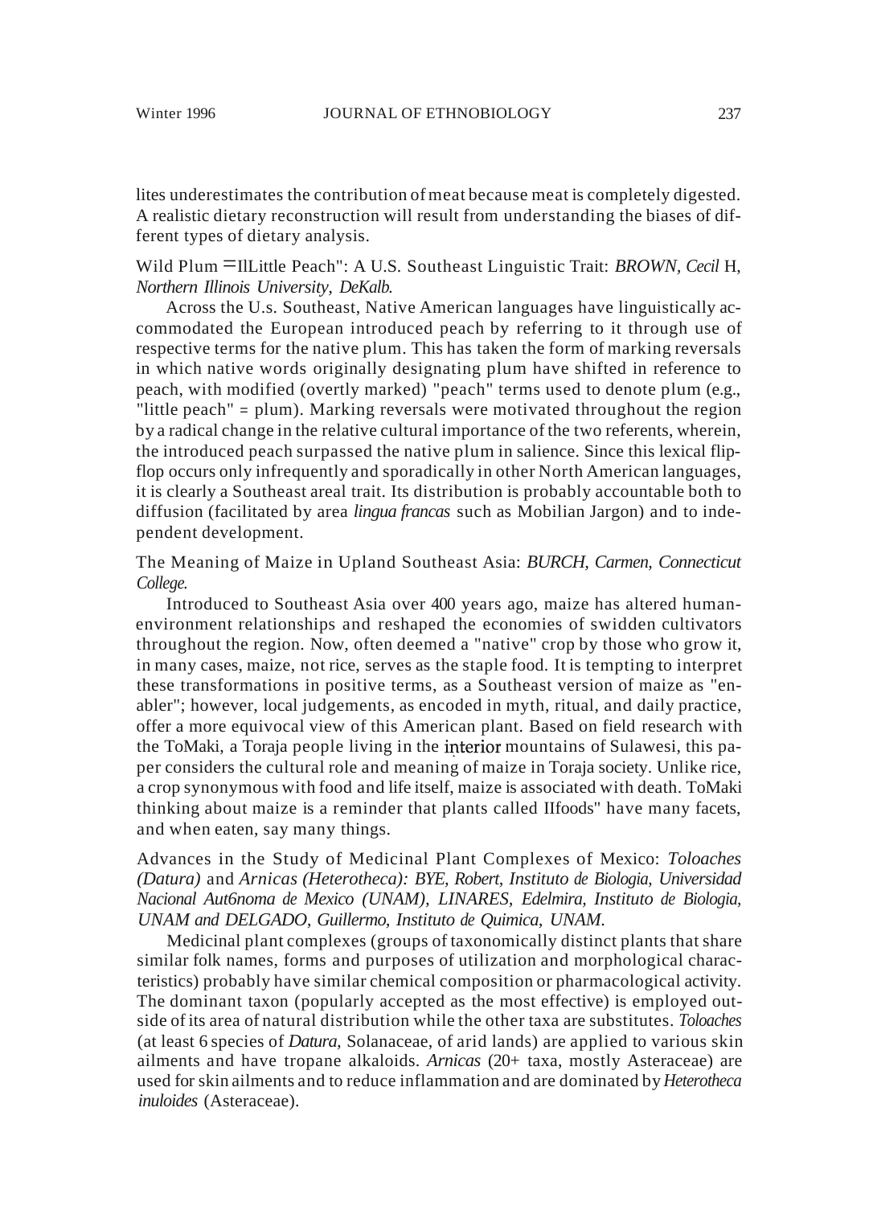lites underestimates the contribution of meat because meat is completely digested. A realistic dietary reconstruction will result from understanding the biases of different types of dietary analysis.

Wild Plum = "Little Peach": A U.S. Southeast Linguistic Trait: *BROWN, Cecil* H, *Northern Illinois University, DeKalb.*

Across the U.s. Southeast, Native American languages have linguistically accommodated the European introduced peach by referring to it through use of respective terms for the native plum. This has taken the form of marking reversals in which native words originally designating plum have shifted in reference to peach, with modified (overtly marked) "peach" terms used to denote plum (e.g., "little peach" = plum). Marking reversals were motivated throughout the region by a radical change in the relative cultural importance of the two referents, wherein, the introduced peach surpassed the native plum in salience. Since this lexical flip-flop occurs only infrequently and sporadically in other North American languages, it is clearly a Southeast areal trait. Its distribution is probably accountable both to diffusion (facilitated by area *lingua francas* such as Mobilian Jargon) and to independent development.

The Meaning of Maize in Upland Southeast Asia: *BURCH, Carmen, Connecticut College.*

Introduced to Southeast Asia over 400 years ago, maize has altered human-environment relationships and reshaped the economies of swidden cultivators throughout the region. Now, often deemed a "native" crop by those who grow it, in many cases, maize, not rice, serves as the staple food. It is tempting to interpret these transformations in positive terms, as a Southeast version of maize as "enabler"; however, local judgements, as encoded in myth, ritual, and daily practice, offer a more equivocal view of this American plant. Based on field research with the ToMaki, a Toraja people living in the interior mountains of Sulawesi, this paper considers the cultural role and meaning of maize in Toraja society. Unlike rice, a crop synonymous with food and life itself, maize is associated with death. ToMaki thinking about maize is a reminder that plants called "foods" have many facets, and when eaten, say many things.

Advances in the Study of Medicinal Plant Complexes of Mexico: *Toloaches (Datura)* and *Arnicas (Heterotheca): BYE, Robert, Instituto de Biologia, Universidad Nacional Aut6noma de Mexico (UNAM), LINARES, Edelmira, Instituto de Biologia, UNAM and DELGADO, Guillermo, Instituto de Quimica, UNAM.*

Medicinal plant complexes (groups of taxonomically distinct plants that share similar folk names, forms and purposes of utilization and morphological characteristics) probably have similar chemical composition or pharmacological activity. The dominant taxon (popularly accepted as the most effective) is employed outside of its area of natural distribution while the other taxa are substitutes. *Toloaches* (at least 6 species of *Datura*, Solanaceae, of arid lands) are applied to various skin ailments and have tropane alkaloids. *Arnicas* (20+ taxa, mostly Asteraceae) are used for skin ailments and to reduce inflammation and are dominated by *Heterotheca inuloides* (Asteraceae).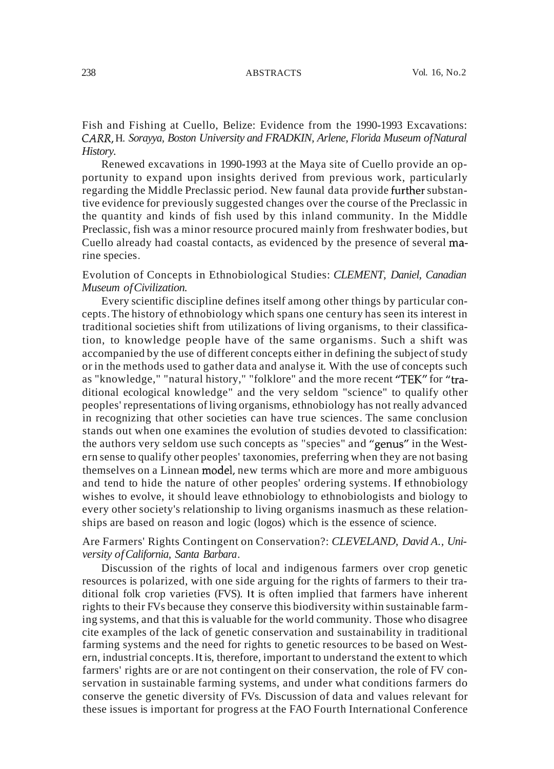Fish and Fishing at Cuello, Belize: Evidence from the 1990-1993 Excavations: *CARR, H. Sorayya, Boston University and FRADKIN, Arlene, Florida Museum of Natural History.*

Renewed excavations in 1990-1993 at the Maya site of Cuello provide an opportunity to expand upon insights derived from previous work, particularly regarding the Middle Preclassic period. New faunal data provide further substantive evidence for previously suggested changes over the course of the Preclassic in the quantity and kinds of fish used by this inland community. In the Middle Preclassic, fish was a minor resource procured mainly from freshwater bodies, but Cuello already had coastal contacts, as evidenced by the presence of several marine species.

Evolution of Concepts in Ethnobiological Studies: *CLEMENT, Daniel, Canadian Museum of Civilization.*

Every scientific discipline defines itself among other things by particular concepts. The history of ethnobiology which spans one century has seen its interest in traditional societies shift from utilizations of living organisms, to their classification, to knowledge people have of the same organisms. Such a shift was accompanied by the use of different concepts either in defining the subject of study or in the methods used to gather data and analyse it. With the use of concepts such as "knowledge," "natural history," "folklore" and the more recent "TEK" for "traditional ecological knowledge" and the very seldom "science" to qualify other peoples' representations of living organisms, ethnobiology has not really advanced in recognizing that other societies can have true sciences. The same conclusion stands out when one examines the evolution of studies devoted to classification: the authors very seldom use such concepts as "species" and "genus" in the Western sense to qualify other peoples' taxonomies, preferring when they are not basing themselves on a Linnean model, new terms which are more and more ambiguous and tend to hide the nature of other peoples' ordering systems. If ethnobiology wishes to evolve, it should leave ethnobiology to ethnobiologists and biology to every other society's relationship to living organisms inasmuch as these relationships are based on reason and logic (logos) which is the essence of science.

Are Farmers' Rights Contingent on Conservation?: *CLEVELAND, David A., University of California, Santa Barbara.*

Discussion of the rights of local and indigenous farmers over crop genetic resources is polarized, with one side arguing for the rights of farmers to their traditional folk crop varieties (FVS). It is often implied that farmers have inherent rights to their FVs because they conserve this biodiversity within sustainable farming systems, and that this is valuable for the world community. Those who disagree cite examples of the lack of genetic conservation and sustainability in traditional farming systems and the need for rights to genetic resources to be based on Western, industrial concepts. It is, therefore, important to understand the extent to which farmers' rights are or are not contingent on their conservation, the role of FV conservation in sustainable farming systems, and under what conditions farmers do conserve the genetic diversity of FVs. Discussion of data and values relevant for these issues is important for progress at the FAO Fourth International Conference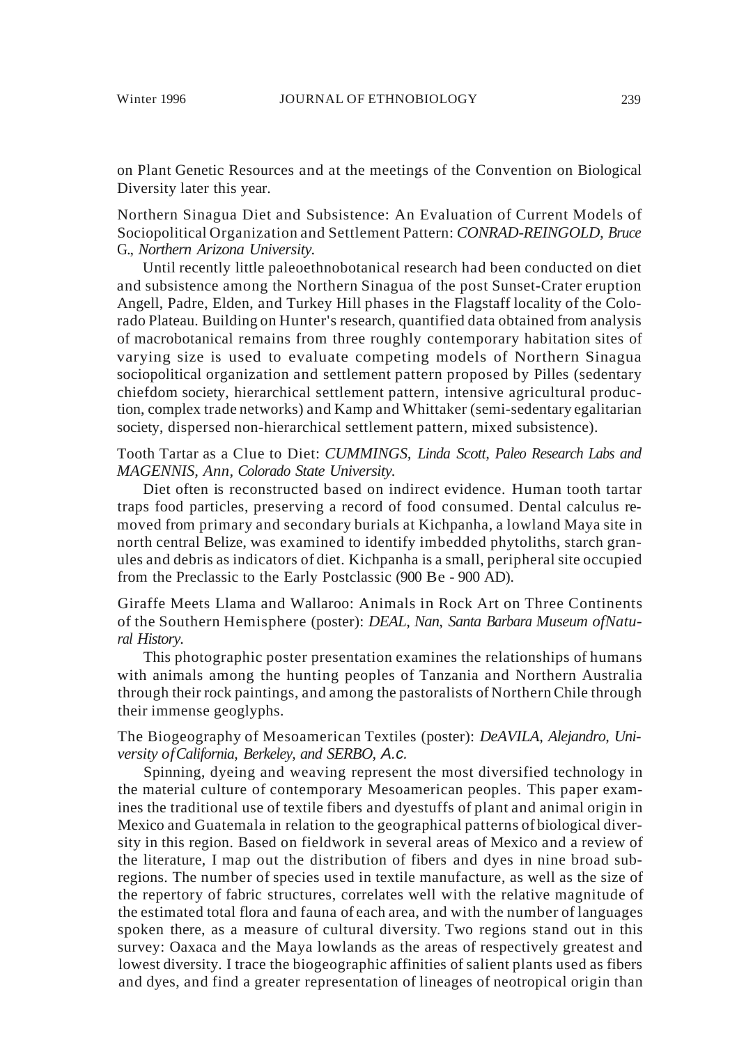on Plant Genetic Resources and at the meetings of the Convention on Biological Diversity later this year.

Northern Sinagua Diet and Subsistence: An Evaluation of Current Models of Sociopolitical Organization and Settlement Pattern: *CONRAD-REINGOLD, Bruce G., Northern Arizona University.*

Until recently little paleoethnobotanical research had been conducted on diet and subsistence among the Northern Sinagua of the post Sunset-Crater eruption Angell, Padre, Elden, and Turkey Hill phases in the Flagstaff locality of the Colorado Plateau. Building on Hunter's research, quantified data obtained from analysis of macrobotanical remains from three roughly contemporary habitation sites of varying size is used to evaluate competing models of Northern Sinagua sociopolitical organization and settlement pattern proposed by Pilles (sedentary chiefdom society, hierarchical settlement pattern, intensive agricultural production, complex trade networks) and Kamp and Whittaker (semi-sedentary egalitarian society, dispersed non-hierarchical settlement pattern, mixed subsistence).

Tooth Tartar as a Clue to Diet: *CUMMINGS, Linda Scott, Paleo Research Labs and MAGENNIS, Ann, Colorado State University.*

Diet often is reconstructed based on indirect evidence. Human tooth tartar traps food particles, preserving a record of food consumed. Dental calculus removed from primary and secondary burials at Kichpanha, a lowland Maya site in north central Belize, was examined to identify imbedded phytoliths, starch granules and debris as indicators of diet. Kichpanha is a small, peripheral site occupied from the Preclassic to the Early Postclassic (900 Be - 900 AD).

Giraffe Meets Llama and Wallaroo: Animals in Rock Art on Three Continents of the Southern Hemisphere (poster): *DEAL, Nan, Santa Barbara Museum ofNatural History.*

This photographic poster presentation examines the relationships of humans with animals among the hunting peoples of Tanzania and Northern Australia through their rock paintings, and among the pastoralists of Northern Chile through their immense geoglyphs.

The Biogeography of Mesoamerican Textiles (poster): *DeAVILA, Alejandro, University ofCalifornia, Berkeley, and SERBO, A.c.*

Spinning, dyeing and weaving represent the most diversified technology in the material culture of contemporary Mesoamerican peoples. This paper examines the traditional use of textile fibers and dyestuffs of plant and animal origin in Mexico and Guatemala in relation to the geographical patterns of biological diversity in this region. Based on fieldwork in several areas of Mexico and a review of the literature, I map out the distribution of fibers and dyes in nine broad subregions. The number of species used in textile manufacture, as well as the size of the repertory of fabric structures, correlates well with the relative magnitude of the estimated total flora and fauna of each area, and with the number of languages spoken there, as a measure of cultural diversity. Two regions stand out in this survey: Oaxaca and the Maya lowlands as the areas of respectively greatest and lowest diversity. I trace the biogeographic affinities of salient plants used as fibers and dyes, and find a greater representation of lineages of neotropical origin than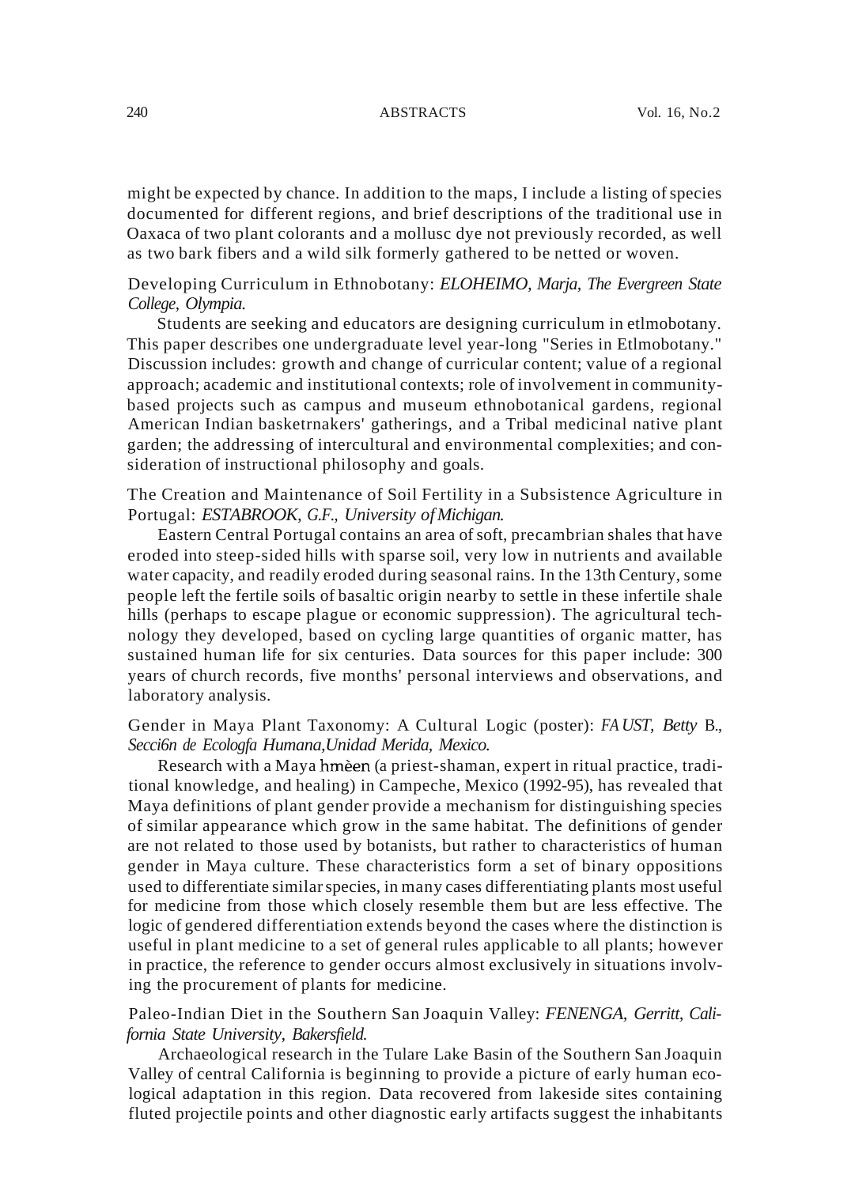might be expected by chance. In addition to the maps, I include a listing of species documented for different regions, and brief descriptions of the traditional use in Oaxaca of two plant colorants and a mollusc dye not previously recorded, as well as two bark fibers and a wild silk formerly gathered to be netted or woven.

Developing Curriculum in Ethnobotany: *ELOHEIMO, Marja, The Evergreen State College, Olympia.*

Students are seeking and educators are designing curriculum in etlmobotany. This paper describes one undergraduate level year-long "Series in Etlmobotany." Discussion includes: growth and change of curricular content; value of a regional approach; academic and institutional contexts; role of involvement in community-based projects such as campus and museum ethnobotanical gardens, regional American Indian basketrnakers' gatherings, and a Tribal medicinal native plant garden; the addressing of intercultural and environmental complexities; and consideration of instructional philosophy and goals.

The Creation and Maintenance of Soil Fertility in a Subsistence Agriculture in Portugal: *ESTABROOK, G.F., University of Michigan.*

Eastern Central Portugal contains an area of soft, precambrian shales that have eroded into steep-sided hills with sparse soil, very low in nutrients and available water capacity, and readily eroded during seasonal rains. In the 13th Century, some people left the fertile soils of basaltic origin nearby to settle in these infertile shale hills (perhaps to escape plague or economic suppression). The agricultural technology they developed, based on cycling large quantities of organic matter, has sustained human life for six centuries. Data sources for this paper include: 300 years of church records, five months' personal interviews and observations, and laboratory analysis.

Gender in Maya Plant Taxonomy: A Cultural Logic (poster): *FAUST, Betty B., Secci6n de Ecologfa Humana, Unidad Merida, Mexico.*

Research with a Maya hmèen (a priest-shaman, expert in ritual practice, traditional knowledge, and healing) in Campeche, Mexico (1992-95), has revealed that Maya definitions of plant gender provide a mechanism for distinguishing species of similar appearance which grow in the same habitat. The definitions of gender are not related to those used by botanists, but rather to characteristics of human gender in Maya culture. These characteristics form a set of binary oppositions used to differentiate similar species, in many cases differentiating plants most useful for medicine from those which closely resemble them but are less effective. The logic of gendered differentiation extends beyond the cases where the distinction is useful in plant medicine to a set of general rules applicable to all plants; however in practice, the reference to gender occurs almost exclusively in situations involving the procurement of plants for medicine.

Paleo-Indian Diet in the Southern San Joaquin Valley: *FENENGA, Gerritt, California State University, Bakersfield.*

Archaeological research in the Tulare Lake Basin of the Southern San Joaquin Valley of central California is beginning to provide a picture of early human ecological adaptation in this region. Data recovered from lakeside sites containing fluted projectile points and other diagnostic early artifacts suggest the inhabitants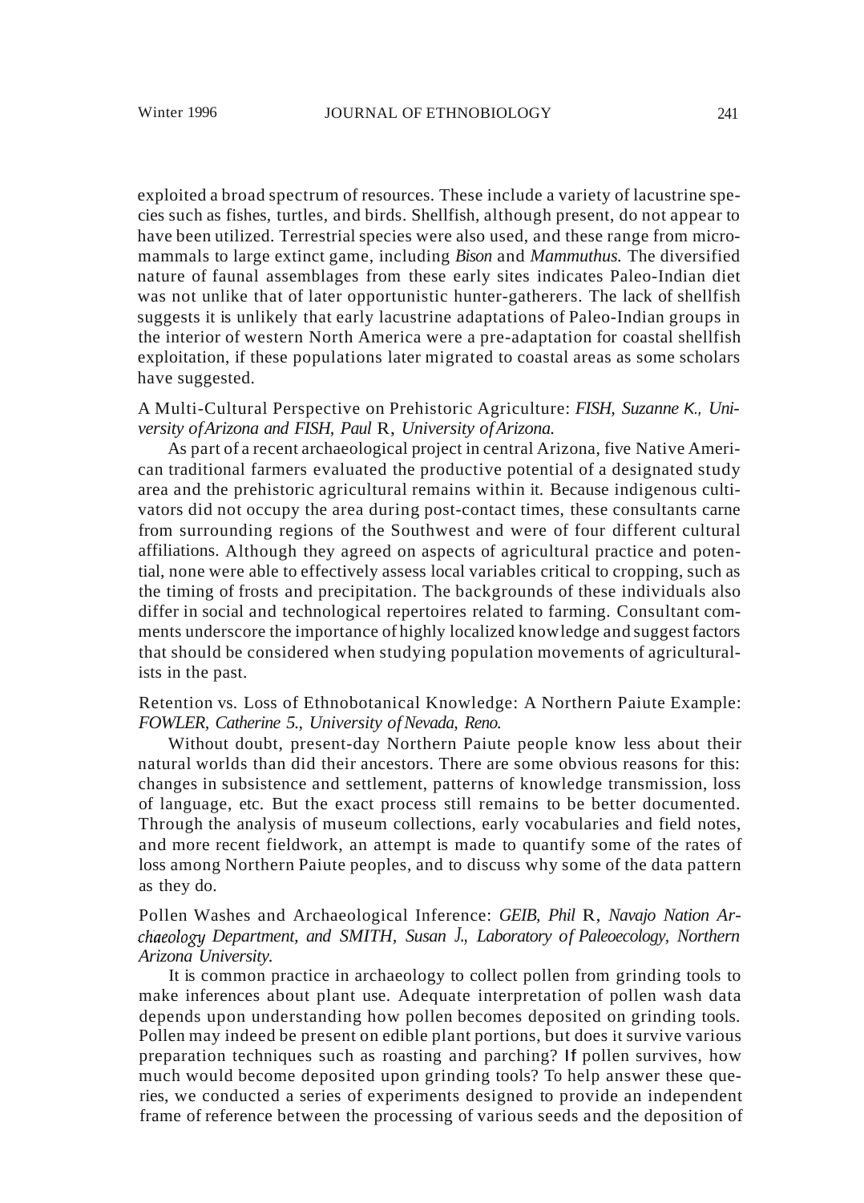exploited a broad spectrum of resources. These include a variety of lacustrine species such as fishes, turtles, and birds. Shellfish, although present, do not appear to have been utilized. Terrestrial species were also used, and these range from micromammals to large extinct game, including *Bison* and *Mammuthus.* The diversified nature of faunal assemblages from these early sites indicates Paleo-Indian diet was not unlike that of later opportunistic hunter-gatherers. The lack of shellfish suggests it is unlikely that early lacustrine adaptations of Paleo-Indian groups in the interior of western North America were a pre-adaptation for coastal shellfish exploitation, if these populations later migrated to coastal areas as some scholars have suggested.

A Multi-Cultural Perspective on Prehistoric Agriculture: *FISH, Suzanne K., University of Arizona and FISH, Paul R., University of Arizona.*

As part of a recent archaeological project in central Arizona, five Native American traditional farmers evaluated the productive potential of a designated study area and the prehistoric agricultural remains within it. Because indigenous cultivators did not occupy the area during post-contact times, these consultants carne from surrounding regions of the Southwest and were of four different cultural affiliations. Although they agreed on aspects of agricultural practice and potential, none were able to effectively assess local variables critical to cropping, such as the timing of frosts and precipitation. The backgrounds of these individuals also differ in social and technological repertoires related to farming. Consultant comments underscore the importance of highly localized knowledge and suggest factors that should be considered when studying population movements of agriculturalists in the past.

Retention vs. Loss of Ethnobotanical Knowledge: A Northern Paiute Example: *FOWLER, Catherine S., University of Nevada, Reno.*

Without doubt, present-day Northern Paiute people know less about their natural worlds than did their ancestors. There are some obvious reasons for this: changes in subsistence and settlement, patterns of knowledge transmission, loss of language, etc. But the exact process still remains to be better documented. Through the analysis of museum collections, early vocabularies and field notes, and more recent fieldwork, an attempt is made to quantify some of the rates of loss among Northern Paiute peoples, and to discuss why some of the data pattern as they do.

Pollen Washes and Archaeological Inference: *GEIB, Phil R., Navajo Nation Archaeology Department, and SMITH, Susan J., Laboratory of Paleoecology, Northern Arizona University.*

It is common practice in archaeology to collect pollen from grinding tools to make inferences about plant use. Adequate interpretation of pollen wash data depends upon understanding how pollen becomes deposited on grinding tools. Pollen may indeed be present on edible plant portions, but does it survive various preparation techniques such as roasting and parching? If pollen survives, how much would become deposited upon grinding tools? To help answer these queries, we conducted a series of experiments designed to provide an independent frame of reference between the processing of various seeds and the deposition of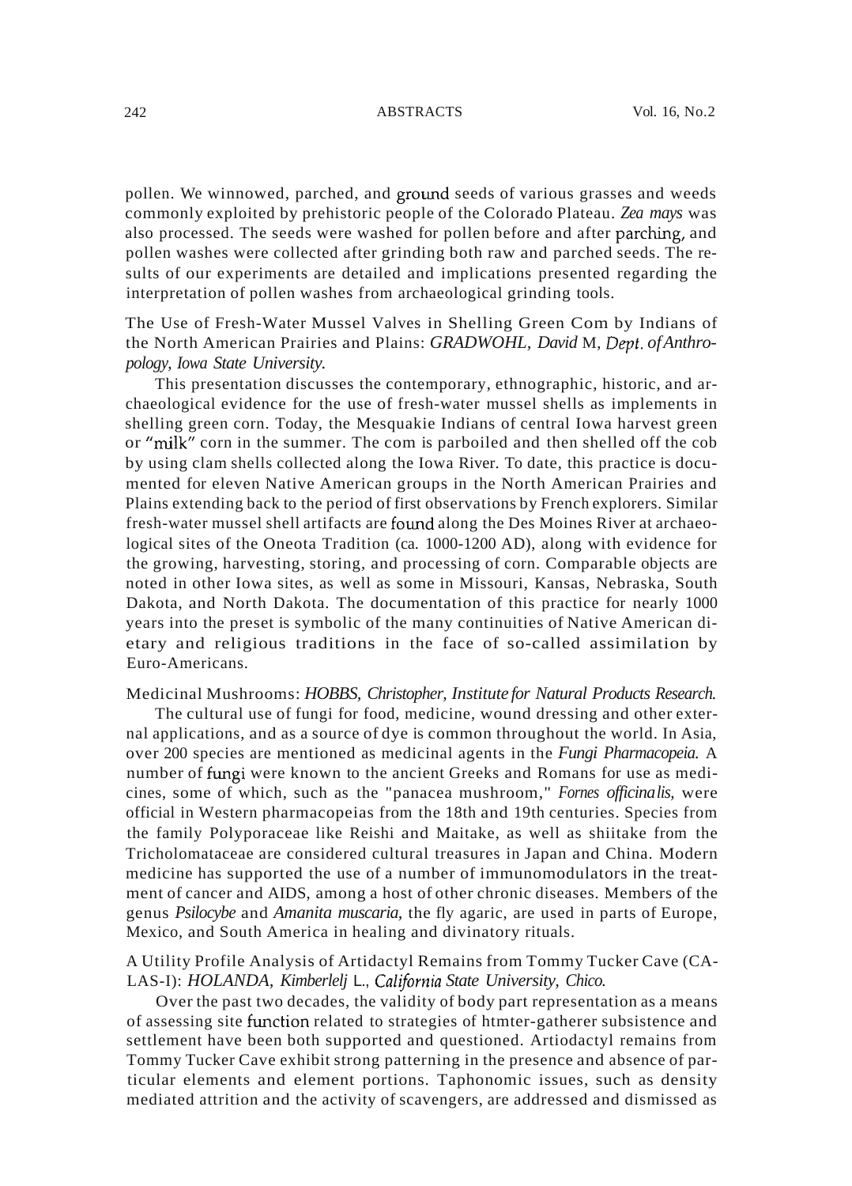pollen. We winnowed, parched, and ground seeds of various grasses and weeds commonly exploited by prehistoric people of the Colorado Plateau. *Zea mays* was also processed. The seeds were washed for pollen before and after parching, and pollen washes were collected after grinding both raw and parched seeds. The results of our experiments are detailed and implications presented regarding the interpretation of pollen washes from archaeological grinding tools.

The Use of Fresh-Water Mussel Valves in Shelling Green Com by Indians of the North American Prairies and Plains: *GRADWOHL, David* M, *Dept. of Anthropology, Iowa State University.*

This presentation discusses the contemporary, ethnographic, historic, and archaeological evidence for the use of fresh-water mussel shells as implements in shelling green corn. Today, the Mesquakie Indians of central Iowa harvest green or "milk" corn in the summer. The com is parboiled and then shelled off the cob by using clam shells collected along the Iowa River. To date, this practice is documented for eleven Native American groups in the North American Prairies and Plains extending back to the period of first observations by French explorers. Similar fresh-water mussel shell artifacts are found along the Des Moines River at archaeological sites of the Oneota Tradition (ca. 1000-1200 AD), along with evidence for the growing, harvesting, storing, and processing of corn. Comparable objects are noted in other Iowa sites, as well as some in Missouri, Kansas, Nebraska, South Dakota, and North Dakota. The documentation of this practice for nearly 1000 years into the preset is symbolic of the many continuities of Native American dietary and religious traditions in the face of so-called assimilation by Euro-Americans.

Medicinal Mushrooms: *HOBBS, Christopher, Institute for Natural Products Research.*

The cultural use of fungi for food, medicine, wound dressing and other external applications, and as a source of dye is common throughout the world. In Asia, over 200 species are mentioned as medicinal agents in the *Fungi Pharmacopeia.* A number of fungi were known to the ancient Greeks and Romans for use as medicines, some of which, such as the "panacea mushroom," *Fornes officinalis,* were official in Western pharmacopeias from the 18th and 19th centuries. Species from the family Polyporaceae like Reishi and Maitake, as well as shiitake from the Tricholomataceae are considered cultural treasures in Japan and China. Modern medicine has supported the use of a number of immunomodulators in the treatment of cancer and AIDS, among a host of other chronic diseases. Members of the genus *Psilocybe* and *Amanita muscaria,* the fly agaric, are used in parts of Europe, Mexico, and South America in healing and divinatory rituals.

A Utility Profile Analysis of Artidactyl Remains from Tommy Tucker Cave (CA-LAS-I): *HOLANDA, Kimberlelj* L., *California State University, Chico.*

Over the past two decades, the validity of body part representation as a means of assessing site function related to strategies of htmter-gatherer subsistence and settlement have been both supported and questioned. Artiodactyl remains from Tommy Tucker Cave exhibit strong patterning in the presence and absence of particular elements and element portions. Taphonomic issues, such as density mediated attrition and the activity of scavengers, are addressed and dismissed as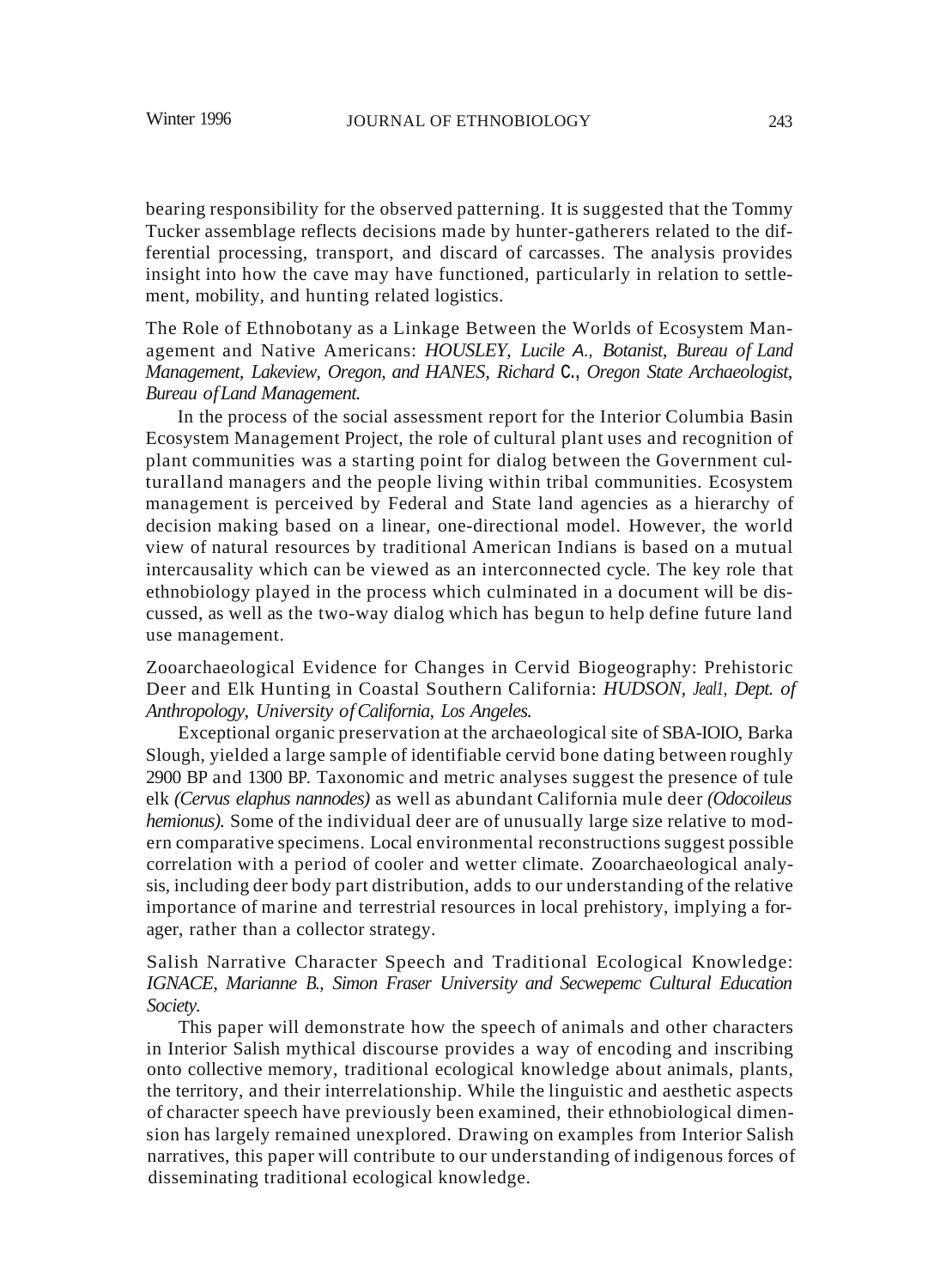bearing responsibility for the observed patterning. It is suggested that the Tommy Tucker assemblage reflects decisions made by hunter-gatherers related to the differential processing, transport, and discard of carcasses. The analysis provides insight into how the cave may have functioned, particularly in relation to settlement, mobility, and hunting related logistics.

The Role of Ethnobotany as a Linkage Between the Worlds of Ecosystem Management and Native Americans: *HOUSLEY, Lucile A., Botanist, Bureau of Land Management, Lakeview, Oregon, and HANES, Richard C., Oregon State Archaeologist, Bureau of Land Management.*

In the process of the social assessment report for the Interior Columbia Basin Ecosystem Management Project, the role of cultural plant uses and recognition of plant communities was a starting point for dialog between the Government culturalland managers and the people living within tribal communities. Ecosystem management is perceived by Federal and State land agencies as a hierarchy of decision making based on a linear, one-directional model. However, the world view of natural resources by traditional American Indians is based on a mutual intercausality which can be viewed as an interconnected cycle. The key role that ethnobiology played in the process which culminated in a document will be discussed, as well as the two-way dialog which has begun to help define future land use management.

Zooarchaeological Evidence for Changes in Cervid Biogeography: Prehistoric Deer and Elk Hunting in Coastal Southern California: *HUDSON, Jeal1, Dept. of Anthropology, University of California, Los Angeles.*

Exceptional organic preservation at the archaeological site of SBA-IOIO, Barka Slough, yielded a large sample of identifiable cervid bone dating between roughly 2900 BP and 1300 BP. Taxonomic and metric analyses suggest the presence of tule elk *(Cervus elaphus nannodes)* as well as abundant California mule deer *(Odocoileus hemionus).* Some of the individual deer are of unusually large size relative to modern comparative specimens. Local environmental reconstructions suggest possible correlation with a period of cooler and wetter climate. Zooarchaeological analysis, including deer body part distribution, adds to our understanding of the relative importance of marine and terrestrial resources in local prehistory, implying a forager, rather than a collector strategy.

Salish Narrative Character Speech and Traditional Ecological Knowledge: *IGNACE, Marianne B., Simon Fraser University and Secwepemc Cultural Education Society.*

This paper will demonstrate how the speech of animals and other characters in Interior Salish mythical discourse provides a way of encoding and inscribing onto collective memory, traditional ecological knowledge about animals, plants, the territory, and their interrelationship. While the linguistic and aesthetic aspects of character speech have previously been examined, their ethnobiological dimension has largely remained unexplored. Drawing on examples from Interior Salish narratives, this paper will contribute to our understanding of indigenous forces of disseminating traditional ecological knowledge.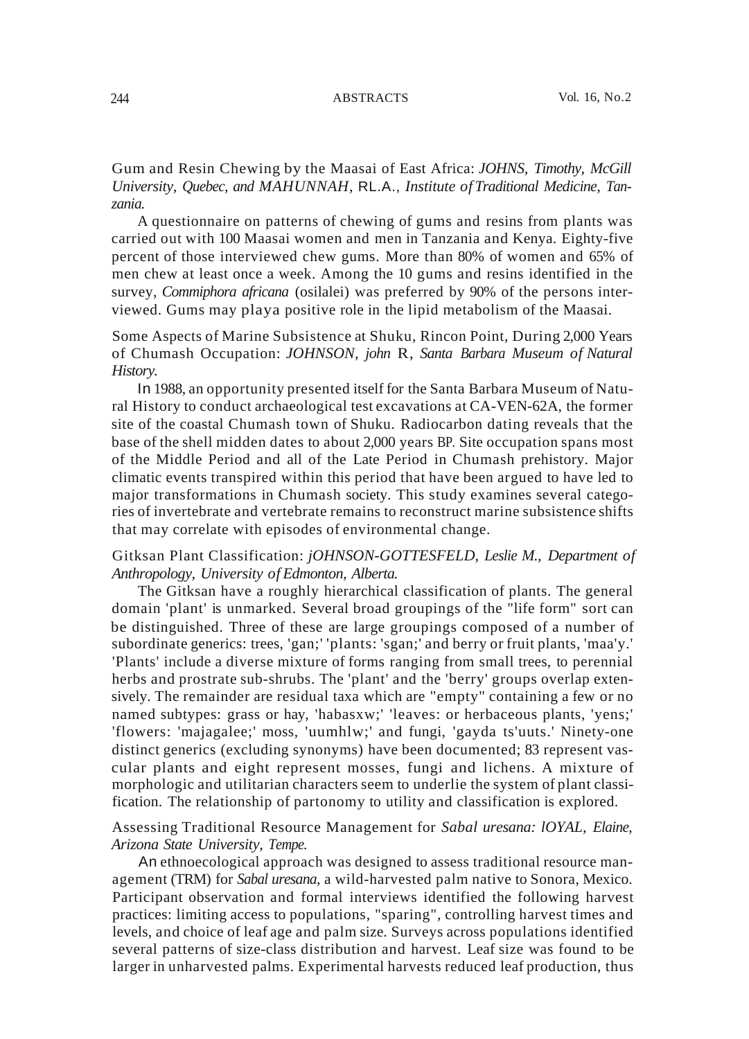Gum and Resin Chewing by the Maasai of East Africa: *JOHNS, Timothy, McGill University, Quebec, and MAHUNNAH,* RL.A., *Institute of Traditional Medicine, Tanzania.*

A questionnaire on patterns of chewing of gums and resins from plants was carried out with 100 Maasai women and men in Tanzania and Kenya. Eighty-five percent of those interviewed chew gums. More than 80% of women and 65% of men chew at least once a week. Among the 10 gums and resins identified in the survey, *Commiphora africana* (osilalei) was preferred by 90% of the persons interviewed. Gums may playa positive role in the lipid metabolism of the Maasai.

Some Aspects of Marine Subsistence at Shuku, Rincon Point, During 2,000 Years of Chumash Occupation: *JOHNSON, john* R, *Santa Barbara Museum of Natural History.*

In 1988, an opportunity presented itself for the Santa Barbara Museum of Natural History to conduct archaeological test excavations at CA-VEN-62A, the former site of the coastal Chumash town of Shuku. Radiocarbon dating reveals that the base of the shell midden dates to about 2,000 years BP. Site occupation spans most of the Middle Period and all of the Late Period in Chumash prehistory. Major climatic events transpired within this period that have been argued to have led to major transformations in Chumash society. This study examines several categories of invertebrate and vertebrate remains to reconstruct marine subsistence shifts that may correlate with episodes of environmental change.

Gitksan Plant Classification: *jOHNSON-GOTTESFELD, Leslie M., Department of Anthropology, University of Edmonton, Alberta.*

The Gitksan have a roughly hierarchical classification of plants. The general domain 'plant' is unmarked. Several broad groupings of the "life form" sort can be distinguished. Three of these are large groupings composed of a number of subordinate generics: trees, 'gan;' 'plants: 'sgan;' and berry or fruit plants, 'maa'y.' 'Plants' include a diverse mixture of forms ranging from small trees, to perennial herbs and prostrate sub-shrubs. The 'plant' and the 'berry' groups overlap extensively. The remainder are residual taxa which are "empty" containing a few or no named subtypes: grass or hay, 'habasxw;' 'leaves: or herbaceous plants, 'yens;' 'flowers: 'majagalee;' moss, 'uumhlw;' and fungi, 'gayda ts'uuts.' Ninety-one distinct generics (excluding synonyms) have been documented; 83 represent vascular plants and eight represent mosses, fungi and lichens. A mixture of morphologic and utilitarian characters seem to underlie the system of plant classification. The relationship of partonomy to utility and classification is explored.

Assessing Traditional Resource Management for *Sabal uresana: lOYAL, Elaine, Arizona State University, Tempe.*

An ethnoecological approach was designed to assess traditional resource management (TRM) for *Sabal uresana*, a wild-harvested palm native to Sonora, Mexico. Participant observation and formal interviews identified the following harvest practices: limiting access to populations, "sparing", controlling harvest times and levels, and choice of leaf age and palm size. Surveys across populations identified several patterns of size-class distribution and harvest. Leaf size was found to be larger in unharvested palms. Experimental harvests reduced leaf production, thus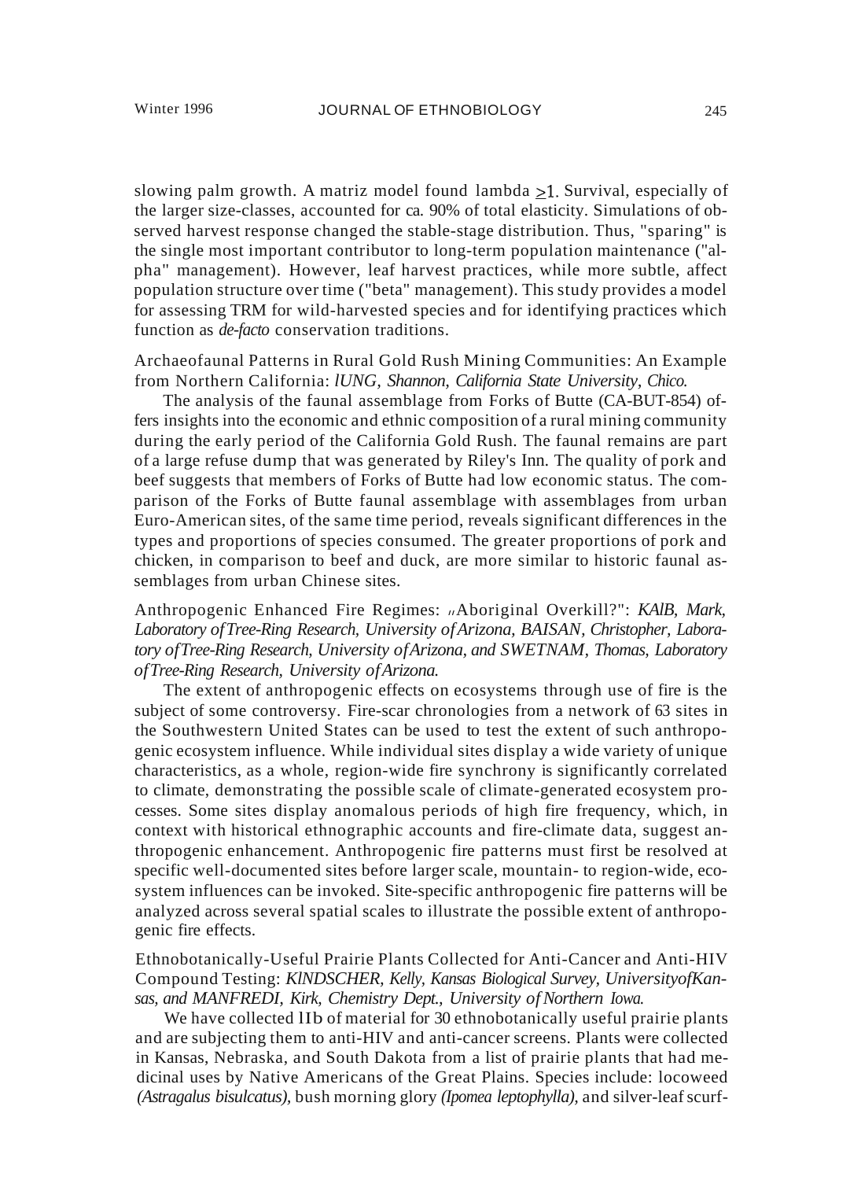slowing palm growth. A matriz model found lambda $\geq 1$. Survival, especially of the larger size-classes, accounted for ca. 90% of total elasticity. Simulations of observed harvest response changed the stable-stage distribution. Thus, "sparing" is the single most important contributor to long-term population maintenance ("alpha" management). However, leaf harvest practices, while more subtle, affect population structure over time ("beta" management). This study provides a model for assessing TRM for wild-harvested species and for identifying practices which function as *de-facto* conservation traditions.

Archaeofaunal Patterns in Rural Gold Rush Mining Communities: An Example from Northern California: *lUNG, Shannon, California State University, Chico.*

The analysis of the faunal assemblage from Forks of Butte (CA-BUT-854) offers insights into the economic and ethnic composition of a rural mining community during the early period of the California Gold Rush. The faunal remains are part of a large refuse dump that was generated by Riley's Inn. The quality of pork and beef suggests that members of Forks of Butte had low economic status. The comparison of the Forks of Butte faunal assemblage with assemblages from urban Euro-American sites, of the same time period, reveals significant differences in the types and proportions of species consumed. The greater proportions of pork and chicken, in comparison to beef and duck, are more similar to historic faunal assemblages from urban Chinese sites.

Anthropogenic Enhanced Fire Regimes: "Aboriginal Overkill?": *KAlB, Mark, Laboratory of Tree-Ring Research, University of Arizona, BAISAN, Christopher, Laboratory of Tree-Ring Research, University of Arizona, and SWETNAM, Thomas, Laboratory of Tree-Ring Research, University of Arizona.*

The extent of anthropogenic effects on ecosystems through use of fire is the subject of some controversy. Fire-scar chronologies from a network of 63 sites in the Southwestern United States can be used to test the extent of such anthropogenic ecosystem influence. While individual sites display a wide variety of unique characteristics, as a whole, region-wide fire synchrony is significantly correlated to climate, demonstrating the possible scale of climate-generated ecosystem processes. Some sites display anomalous periods of high fire frequency, which, in context with historical ethnographic accounts and fire-climate data, suggest anthropogenic enhancement. Anthropogenic fire patterns must first be resolved at specific well-documented sites before larger scale, mountain- to region-wide, ecosystem influences can be invoked. Site-specific anthropogenic fire patterns will be analyzed across several spatial scales to illustrate the possible extent of anthropogenic fire effects.

Ethnobotanically-Useful Prairie Plants Collected for Anti-Cancer and Anti-HIV Compound Testing: *KlNDSCHER, Kelly, Kansas Biological Survey, University of Kansas, and MANFREDI, Kirk, Chemistry Dept., University of Northern Iowa.*

We have collected 1Ib of material for 30 ethnobotanically useful prairie plants and are subjecting them to anti-HIV and anti-cancer screens. Plants were collected in Kansas, Nebraska, and South Dakota from a list of prairie plants that had medicinal uses by Native Americans of the Great Plains. Species include: locoweed *(Astragalus bisulcatus)*, bush morning glory *(Ipomea leptophylla)*, and silver-leaf scurf-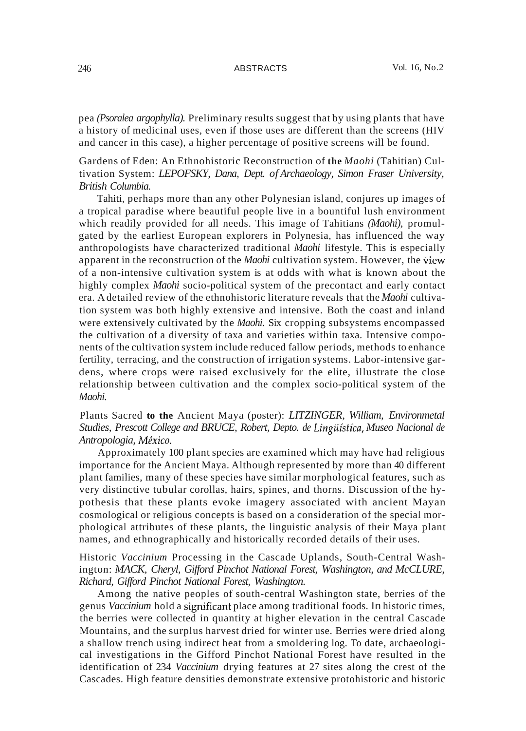pea *(Psoralea argophylla).* Preliminary results suggest that by using plants that have a history of medicinal uses, even if those uses are different than the screens (HIV and cancer in this case), a higher percentage of positive screens will be found.

Gardens of Eden: An Ethnohistoric Reconstruction of **the** *Maohi* (Tahitian) Cultivation System: *LEPOFSKY, Dana, Dept. of Archaeology, Simon Fraser University, British Columbia.*

Tahiti, perhaps more than any other Polynesian island, conjures up images of a tropical paradise where beautiful people live in a bountiful lush environment which readily provided for all needs. This image of Tahitians *(Maohi),* promulgated by the earliest European explorers in Polynesia, has influenced the way anthropologists have characterized traditional *Maohi* lifestyle. This is especially apparent in the reconstruction of the *Maohi* cultivation system. However, the view of a non-intensive cultivation system is at odds with what is known about the highly complex *Maohi* socio-political system of the precontact and early contact era. A detailed review of the ethnohistoric literature reveals that the *Maohi* cultivation system was both highly extensive and intensive. Both the coast and inland were extensively cultivated by the *Maohi.* Six cropping subsystems encompassed the cultivation of a diversity of taxa and varieties within taxa. Intensive components of the cultivation system include reduced fallow periods, methods to enhance fertility, terracing, and the construction of irrigation systems. Labor-intensive gardens, where crops were raised exclusively for the elite, illustrate the close relationship between cultivation and the complex socio-political system of the *Maohi.*

Plants Sacred **to the** Ancient Maya (poster): *LITZINGER, William, Environmetal Studies, Prescott College and BRUCE, Robert, Depto. de Lingüística, Museo Nacional de Antropologia, México.*

Approximately 100 plant species are examined which may have had religious importance for the Ancient Maya. Although represented by more than 40 different plant families, many of these species have similar morphological features, such as very distinctive tubular corollas, hairs, spines, and thorns. Discussion of the hypothesis that these plants evoke imagery associated with ancient Mayan cosmological or religious concepts is based on a consideration of the special morphological attributes of these plants, the linguistic analysis of their Maya plant names, and ethnographically and historically recorded details of their uses.

Historic *Vaccinium* Processing in the Cascade Uplands, South-Central Washington: *MACK, Cheryl, Gifford Pinchot National Forest, Washington, and McCLURE, Richard, Gifford Pinchot National Forest, Washington.*

Among the native peoples of south-central Washington state, berries of the genus *Vaccinium* hold a significant place among traditional foods. In historic times, the berries were collected in quantity at higher elevation in the central Cascade Mountains, and the surplus harvest dried for winter use. Berries were dried along a shallow trench using indirect heat from a smoldering log. To date, archaeological investigations in the Gifford Pinchot National Forest have resulted in the identification of 234 *Vaccinium* drying features at 27 sites along the crest of the Cascades. High feature densities demonstrate extensive protohistoric and historic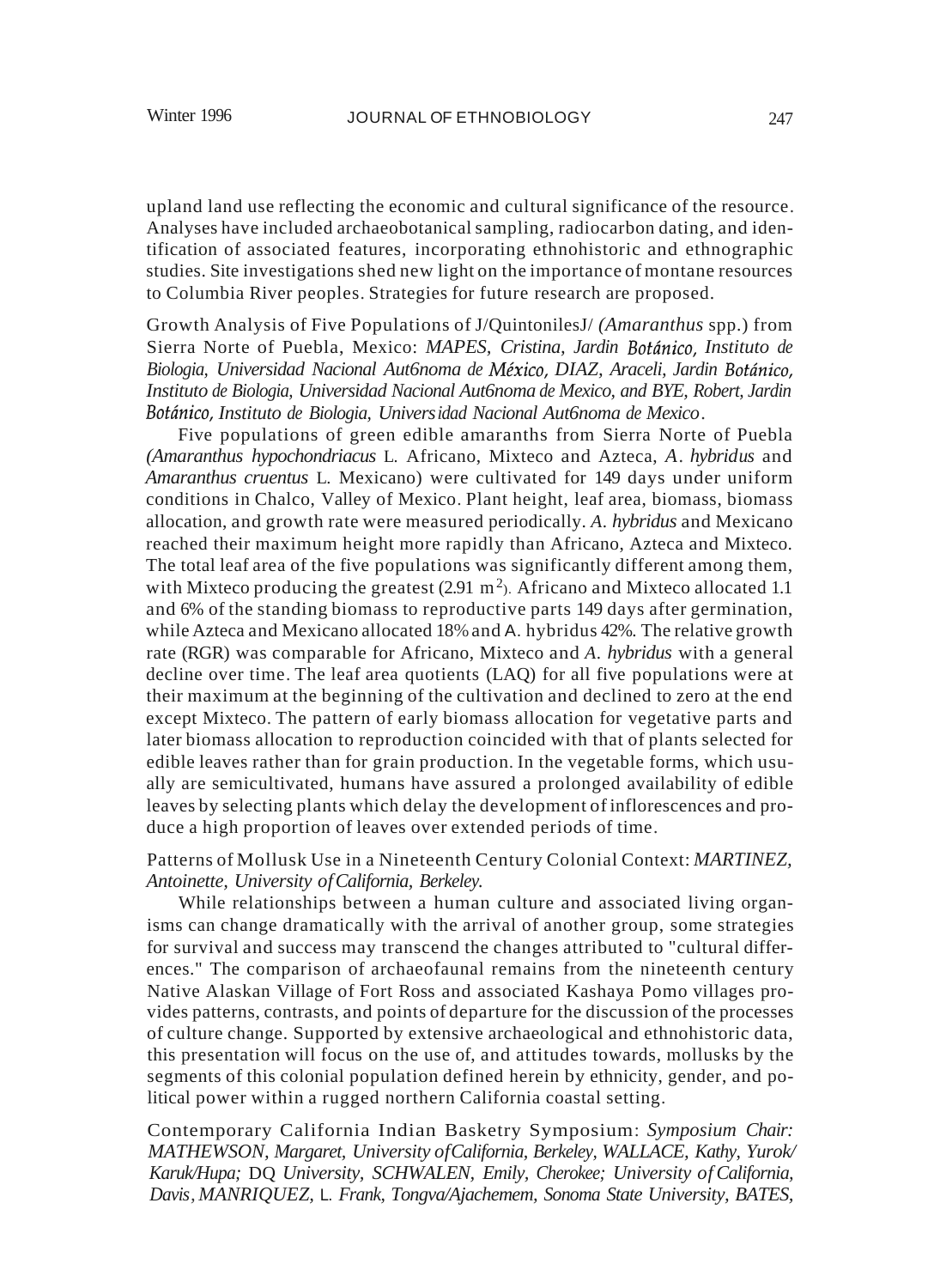upland land use reflecting the economic and cultural significance of the resource. Analyses have included archaeobotanical sampling, radiocarbon dating, and identification of associated features, incorporating ethnohistoric and ethnographic studies. Site investigations shed new light on the importance of montane resources to Columbia River peoples. Strategies for future research are proposed.

Growth Analysis of Five Populations of J/QuintonilesJ/ *(Amaranthus* spp.) from Sierra Norte of Puebla, Mexico: *MAPES, Cristina, Jardin Botánico, Instituto de Biologia, Universidad Nacional Aut6noma de México, DIAZ, Araceli, Jardin Botánico, Instituto de Biologia, Universidad Nacional Aut6noma de Mexico, and BYE, Robert, Jardin Botánico, Instituto de Biologia, Universidad Nacional Aut6noma de Mexico.*

Five populations of green edible amaranths from Sierra Norte of Puebla *(Amaranthus hypochondriacus* L. Africano, Mixteco and Azteca, *A. hybridus* and *Amaranthus cruentus* L. Mexicano) were cultivated for 149 days under uniform conditions in Chalco, Valley of Mexico. Plant height, leaf area, biomass, biomass allocation, and growth rate were measured periodically. *A. hybridus* and Mexicano reached their maximum height more rapidly than Africano, Azteca and Mixteco. The total leaf area of the five populations was significantly different among them, with Mixteco producing the greatest (2.91 $m^2$). Africano and Mixteco allocated 1.1 and 6% of the standing biomass to reproductive parts 149 days after germination, while Azteca and Mexicano allocated 18% and A. hybridus 42%. The relative growth rate (RGR) was comparable for Africano, Mixteco and *A. hybridus* with a general decline over time. The leaf area quotients (LAQ) for all five populations were at their maximum at the beginning of the cultivation and declined to zero at the end except Mixteco. The pattern of early biomass allocation for vegetative parts and later biomass allocation to reproduction coincided with that of plants selected for edible leaves rather than for grain production. In the vegetable forms, which usually are semicultivated, humans have assured a prolonged availability of edible leaves by selecting plants which delay the development of inflorescences and produce a high proportion of leaves over extended periods of time.

Patterns of Mollusk Use in a Nineteenth Century Colonial Context: *MARTINEZ, Antoinette, University of California, Berkeley.*

While relationships between a human culture and associated living organisms can change dramatically with the arrival of another group, some strategies for survival and success may transcend the changes attributed to "cultural differences." The comparison of archaeofaunal remains from the nineteenth century Native Alaskan Village of Fort Ross and associated Kashaya Pomo villages provides patterns, contrasts, and points of departure for the discussion of the processes of culture change. Supported by extensive archaeological and ethnohistoric data, this presentation will focus on the use of, and attitudes towards, mollusks by the segments of this colonial population defined herein by ethnicity, gender, and political power within a rugged northern California coastal setting.

Contemporary California Indian Basketry Symposium: *Symposium Chair: MATHEWSON, Margaret, University of California, Berkeley, WALLACE, Kathy, Yurok/ Karuk/Hupa;* DQ *University, SCHWALEN, Emily, Cherokee; University of California, Davis, MANRIQUEZ,* L. *Frank, Tongva/Ajachemem, Sonoma State University, BATES,*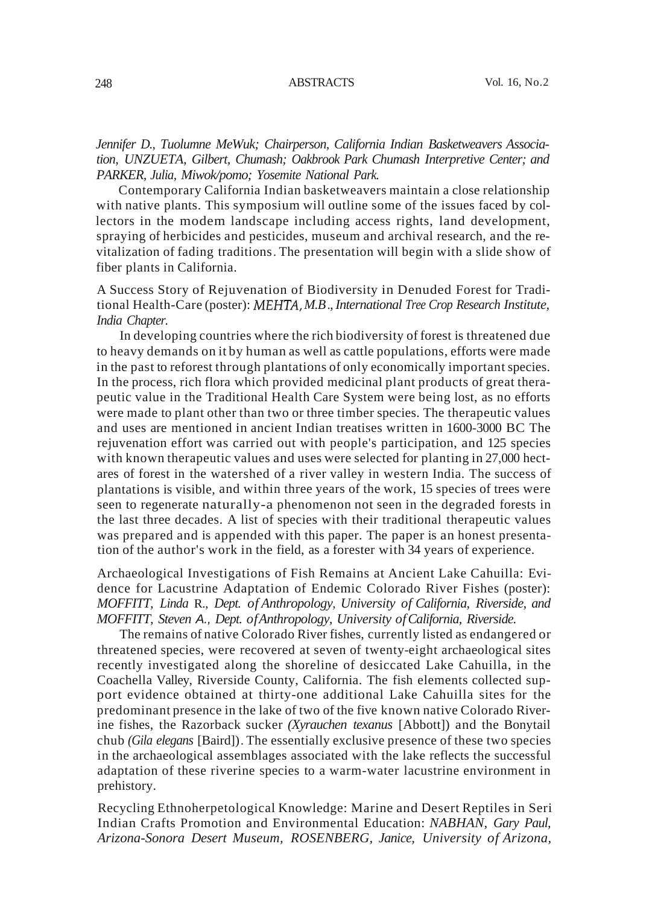*Jennifer D., Tuolumne MeWuk; Chairperson, California Indian Basketweavers Association, UNZUETA, Gilbert, Chumash; Oakbrook Park Chumash Interpretive Center; and PARKER, Julia, Miwok/pomo; Yosemite National Park.*

Contemporary California Indian basketweavers maintain a close relationship with native plants. This symposium will outline some of the issues faced by collectors in the modem landscape including access rights, land development, spraying of herbicides and pesticides, museum and archival research, and the revitalization of fading traditions. The presentation will begin with a slide show of fiber plants in California.

A Success Story of Rejuvenation of Biodiversity in Denuded Forest for Traditional Health-Care (poster): *MEHTA, M.B., International Tree Crop Research Institute, India Chapter.*

In developing countries where the rich biodiversity of forest is threatened due to heavy demands on it by human as well as cattle populations, efforts were made in the past to reforest through plantations of only economically important species. In the process, rich flora which provided medicinal plant products of great therapeutic value in the Traditional Health Care System were being lost, as no efforts were made to plant other than two or three timber species. The therapeutic values and uses are mentioned in ancient Indian treatises written in 1600-3000 BC The rejuvenation effort was carried out with people's participation, and 125 species with known therapeutic values and uses were selected for planting in 27,000 hectares of forest in the watershed of a river valley in western India. The success of plantations is visible, and within three years of the work, 15 species of trees were seen to regenerate naturally-a phenomenon not seen in the degraded forests in the last three decades. A list of species with their traditional therapeutic values was prepared and is appended with this paper. The paper is an honest presentation of the author's work in the field, as a forester with 34 years of experience.

Archaeological Investigations of Fish Remains at Ancient Lake Cahuilla: Evidence for Lacustrine Adaptation of Endemic Colorado River Fishes (poster): *MOFFITT, Linda R., Dept. of Anthropology, University of California, Riverside, and MOFFITT, Steven A., Dept. of Anthropology, University of California, Riverside.*

The remains of native Colorado River fishes, currently listed as endangered or threatened species, were recovered at seven of twenty-eight archaeological sites recently investigated along the shoreline of desiccated Lake Cahuilla, in the Coachella Valley, Riverside County, California. The fish elements collected support evidence obtained at thirty-one additional Lake Cahuilla sites for the predominant presence in the lake of two of the five known native Colorado Riverine fishes, the Razorback sucker (*Xyrauchen texanus* [Abbott]) and the Bonytail chub (*Gila elegans* [Baird]). The essentially exclusive presence of these two species in the archaeological assemblages associated with the lake reflects the successful adaptation of these riverine species to a warm-water lacustrine environment in prehistory.

Recycling Ethnoherpetological Knowledge: Marine and Desert Reptiles in Seri Indian Crafts Promotion and Environmental Education: *NABHAN, Gary Paul, Arizona-Sonora Desert Museum, ROSENBERG, Janice, University of Arizona,*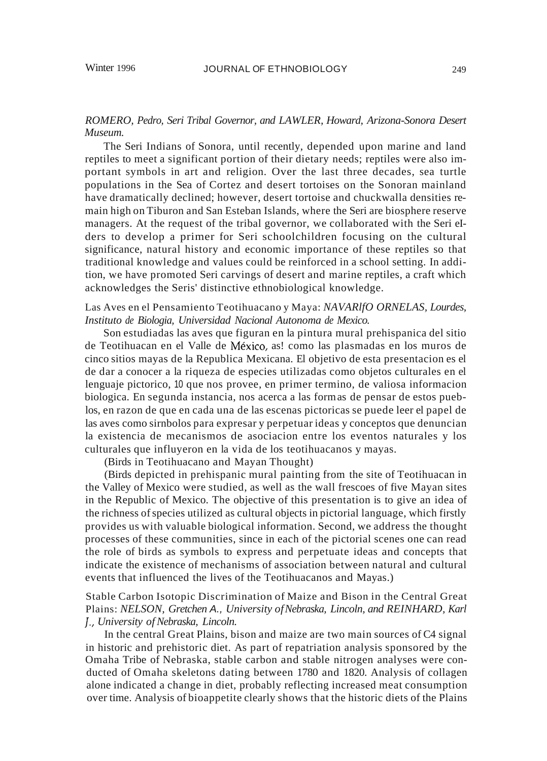*ROMERO, Pedro, Seri Tribal Governor, and LAWLER, Howard, Arizona-Sonora Desert Museum.*

The Seri Indians of Sonora, until recently, depended upon marine and land reptiles to meet a significant portion of their dietary needs; reptiles were also important symbols in art and religion. Over the last three decades, sea turtle populations in the Sea of Cortez and desert tortoises on the Sonoran mainland have dramatically declined; however, desert tortoise and chuckwalla densities remain high on Tiburon and San Esteban Islands, where the Seri are biosphere reserve managers. At the request of the tribal governor, we collaborated with the Seri eIders to develop a primer for Seri schoolchildren focusing on the cultural significance, natural history and economic importance of these reptiles so that traditional knowledge and values could be reinforced in a school setting. In addition, we have promoted Seri carvings of desert and marine reptiles, a craft which acknowledges the Seris' distinctive ethnobiological knowledge.

Las Aves en el Pensamiento Teotihuacano y Maya: *NAVARlfO ORNELAS, Lourdes, Instituto de Biologia, Universidad Nacional Autonoma de Mexico.*

Son estudiadas las aves que figuran en la pintura mural prehispanica del sitio de Teotihuacan en el Valle de México, as! como las plasmadas en los muros de cinco sitios mayas de la Republica Mexicana. El objetivo de esta presentacion es el de dar a conocer a la riqueza de especies utilizadas como objetos culturales en el lenguaje pictorico, 10 que nos provee, en primer termino, de valiosa informacion biologica. En segunda instancia, nos acerca a las formas de pensar de estos pueblos, en razon de que en cada una de las escenas pictoricas se puede leer el papel de las aves como sirnbolos para expresar y perpetuar ideas y conceptos que denuncian la existencia de mecanismos de asociacion entre los eventos naturales y los culturales que influyeron en la vida de los teotihuacanos y mayas.

(Birds in Teotihuacano and Mayan Thought)

(Birds depicted in prehispanic mural painting from the site of Teotihuacan in the Valley of Mexico were studied, as well as the wall frescoes of five Mayan sites in the Republic of Mexico. The objective of this presentation is to give an idea of the richness of species utilized as cultural objects in pictorial language, which firstly provides us with valuable biological information. Second, we address the thought processes of these communities, since in each of the pictorial scenes one can read the role of birds as symbols to express and perpetuate ideas and concepts that indicate the existence of mechanisms of association between natural and cultural events that influenced the lives of the Teotihuacanos and Mayas.)

Stable Carbon Isotopic Discrimination of Maize and Bison in the Central Great Plains: *NELSON, Gretchen A., University of Nebraska, Lincoln, and REINHARD, Karl J., University of Nebraska, Lincoln.*

In the central Great Plains, bison and maize are two main sources of C4 signal in historic and prehistoric diet. As part of repatriation analysis sponsored by the Omaha Tribe of Nebraska, stable carbon and stable nitrogen analyses were conducted of Omaha skeletons dating between 1780 and 1820. Analysis of collagen alone indicated a change in diet, probably reflecting increased meat consumption over time. Analysis of bioappetite clearly shows that the historic diets of the Plains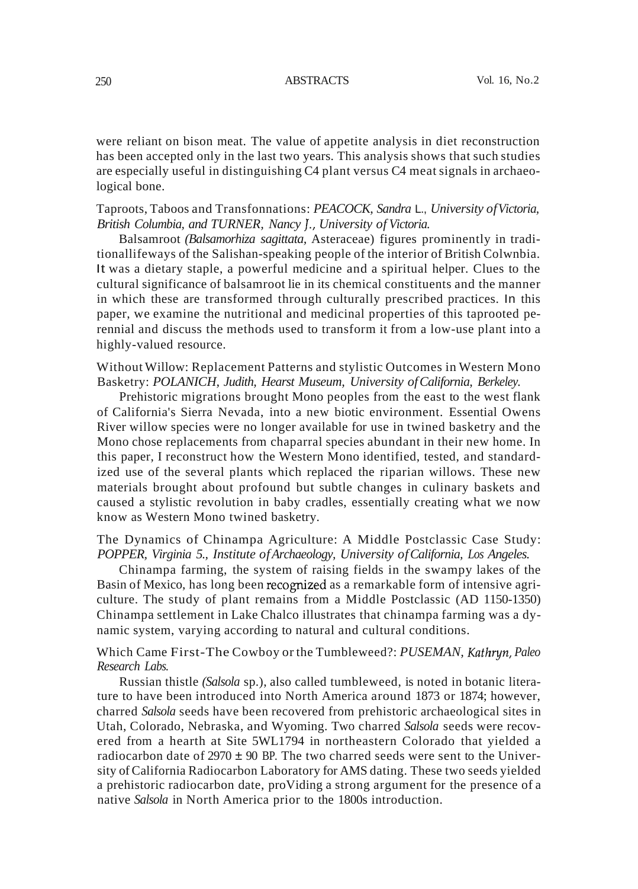were reliant on bison meat. The value of appetite analysis in diet reconstruction has been accepted only in the last two years. This analysis shows that such studies are especially useful in distinguishing C4 plant versus C4 meat signals in archaeological bone.

Taproots, Taboos and Transfonnations: *PEACOCK, Sandra L., University of Victoria, British Columbia, and TURNER, Nancy J., University of Victoria.*

Balsamroot *(Balsamorhiza sagittata,* Asteraceae) figures prominently in traditionallifeways of the Salishan-speaking people of the interior of British Colwnbia. It was a dietary staple, a powerful medicine and a spiritual helper. Clues to the cultural significance of balsamroot lie in its chemical constituents and the manner in which these are transformed through culturally prescribed practices. In this paper, we examine the nutritional and medicinal properties of this taprooted perennial and discuss the methods used to transform it from a low-use plant into a highly-valued resource.

Without Willow: Replacement Patterns and stylistic Outcomes in Western Mono Basketry: *POLANICH, Judith, Hearst Museum, University of California, Berkeley.*

Prehistoric migrations brought Mono peoples from the east to the west flank of California's Sierra Nevada, into a new biotic environment. Essential Owens River willow species were no longer available for use in twined basketry and the Mono chose replacements from chaparral species abundant in their new home. In this paper, I reconstruct how the Western Mono identified, tested, and standardized use of the several plants which replaced the riparian willows. These new materials brought about profound but subtle changes in culinary baskets and caused a stylistic revolution in baby cradles, essentially creating what we now know as Western Mono twined basketry.

The Dynamics of Chinampa Agriculture: A Middle Postclassic Case Study: *POPPER, Virginia 5., Institute of Archaeology, University of California, Los Angeles.*

Chinampa farming, the system of raising fields in the swampy lakes of the Basin of Mexico, has long been recognized as a remarkable form of intensive agriculture. The study of plant remains from a Middle Postclassic (AD 1150-1350) Chinampa settlement in Lake Chalco illustrates that chinampa farming was a dynamic system, varying according to natural and cultural conditions.

Which Came First-The Cowboy or the Tumbleweed?: *PUSEMAN, Kathryn, Paleo Research Labs.*

Russian thistle *(Salsola* sp.), also called tumbleweed, is noted in botanic literature to have been introduced into North America around 1873 or 1874; however, charred *Salsola* seeds have been recovered from prehistoric archaeological sites in Utah, Colorado, Nebraska, and Wyoming. Two charred *Salsola* seeds were recovered from a hearth at Site 5WL1794 in northeastern Colorado that yielded a radiocarbon date of 2970 ± 90 BP. The two charred seeds were sent to the University of California Radiocarbon Laboratory for AMS dating. These two seeds yielded a prehistoric radiocarbon date, proViding a strong argument for the presence of a native *Salsola* in North America prior to the 1800s introduction.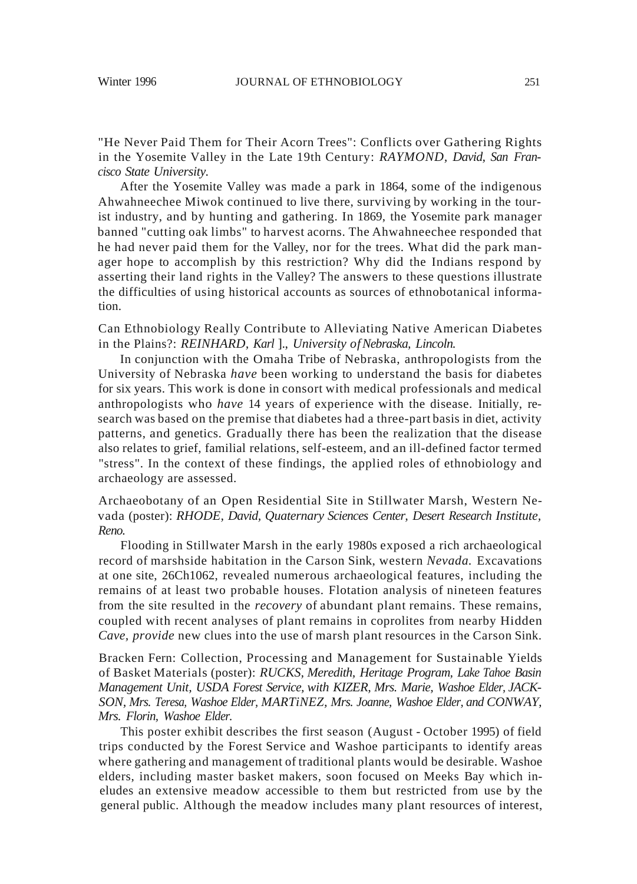"He Never Paid Them for Their Acorn Trees": Conflicts over Gathering Rights in the Yosemite Valley in the Late 19th Century: *RAYMOND, David, San Francisco State University.*

After the Yosemite Valley was made a park in 1864, some of the indigenous Ahwahneechee Miwok continued to live there, surviving by working in the tourist industry, and by hunting and gathering. In 1869, the Yosemite park manager banned "cutting oak limbs" to harvest acorns. The Ahwahneechee responded that he had never paid them for the Valley, nor for the trees. What did the park manager hope to accomplish by this restriction? Why did the Indians respond by asserting their land rights in the Valley? The answers to these questions illustrate the difficulties of using historical accounts as sources of ethnobotanical information.

Can Ethnobiology Really Contribute to Alleviating Native American Diabetes in the Plains?: *REINHARD, Karl J., University of Nebraska, Lincoln.*

In conjunction with the Omaha Tribe of Nebraska, anthropologists from the University of Nebraska *have* been working to understand the basis for diabetes for six years. This work is done in consort with medical professionals and medical anthropologists who *have* 14 years of experience with the disease. Initially, research was based on the premise that diabetes had a three-part basis in diet, activity patterns, and genetics. Gradually there has been the realization that the disease also relates to grief, familial relations, self-esteem, and an ill-defined factor termed "stress". In the context of these findings, the applied roles of ethnobiology and archaeology are assessed.

Archaeobotany of an Open Residential Site in Stillwater Marsh, Western Nevada (poster): *RHODE, David, Quaternary Sciences Center, Desert Research Institute, Reno.*

Flooding in Stillwater Marsh in the early 1980s exposed a rich archaeological record of marshside habitation in the Carson Sink, western *Nevada.* Excavations at one site, 26Ch1062, revealed numerous archaeological features, including the remains of at least two probable houses. Flotation analysis of nineteen features from the site resulted in the *recovery* of abundant plant remains. These remains, coupled with recent analyses of plant remains in coprolites from nearby Hidden *Cave, provide* new clues into the use of marsh plant resources in the Carson Sink.

Bracken Fern: Collection, Processing and Management for Sustainable Yields of Basket Materials (poster): *RUCKS, Meredith, Heritage Program, Lake Tahoe Basin Management Unit, USDA Forest Service, with KIZER, Mrs. Marie, Washoe Elder, JACKSON, Mrs. Teresa, Washoe Elder, MARTiNEZ, Mrs. Joanne, Washoe Elder, and CONWAY, Mrs. Florin, Washoe Elder.*

This poster exhibit describes the first season (August - October 1995) of field trips conducted by the Forest Service and Washoe participants to identify areas where gathering and management of traditional plants would be desirable. Washoe elders, including master basket makers, soon focused on Meeks Bay which includes an extensive meadow accessible to them but restricted from use by the general public. Although the meadow includes many plant resources of interest,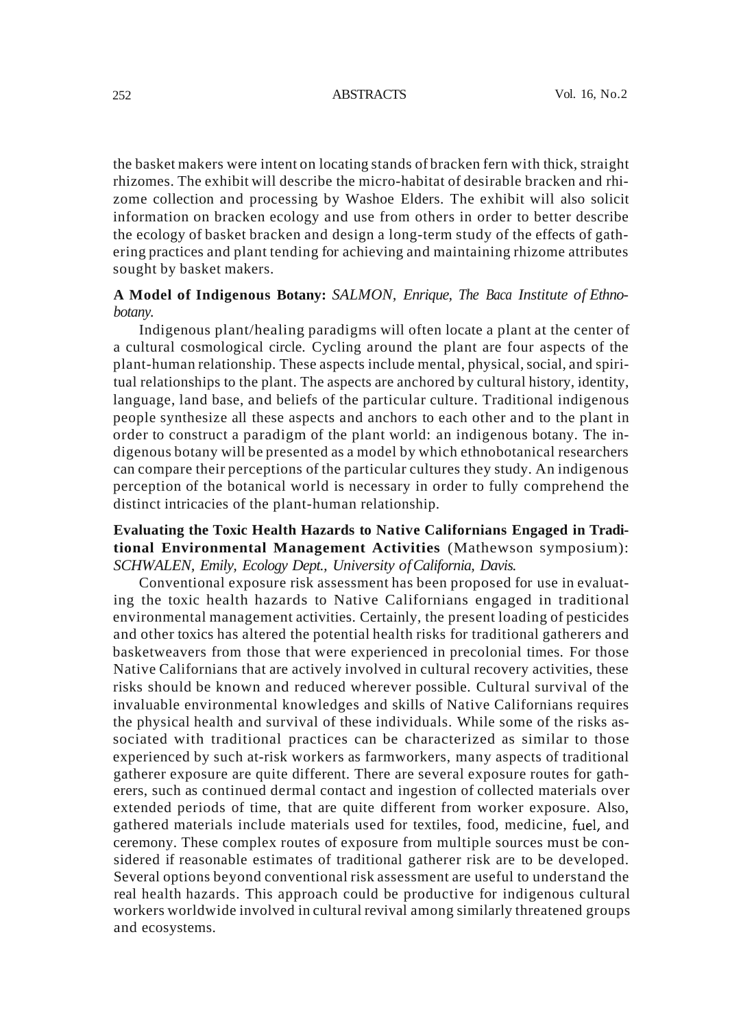the basket makers were intent on locating stands of bracken fern with thick, straight rhizomes. The exhibit will describe the micro-habitat of desirable bracken and rhizome collection and processing by Washoe Elders. The exhibit will also solicit information on bracken ecology and use from others in order to better describe the ecology of basket bracken and design a long-term study of the effects of gathering practices and plant tending for achieving and maintaining rhizome attributes sought by basket makers.

**A Model of Indigenous Botany:** *SALMON, Enrique, The Baca Institute of Ethnobotany.*

Indigenous plant/healing paradigms will often locate a plant at the center of a cultural cosmological circle. Cycling around the plant are four aspects of the plant-human relationship. These aspects include mental, physical, social, and spiritual relationships to the plant. The aspects are anchored by cultural history, identity, language, land base, and beliefs of the particular culture. Traditional indigenous people synthesize all these aspects and anchors to each other and to the plant in order to construct a paradigm of the plant world: an indigenous botany. The indigenous botany will be presented as a model by which ethnobotanical researchers can compare their perceptions of the particular cultures they study. An indigenous perception of the botanical world is necessary in order to fully comprehend the distinct intricacies of the plant-human relationship.

**Evaluating the Toxic Health Hazards to Native Californians Engaged in Traditional Environmental Management Activities** (Mathewson symposium): *SCHWALEN, Emily, Ecology Dept., University of California, Davis.*

Conventional exposure risk assessment has been proposed for use in evaluating the toxic health hazards to Native Californians engaged in traditional environmental management activities. Certainly, the present loading of pesticides and other toxics has altered the potential health risks for traditional gatherers and basketweavers from those that were experienced in precolonial times. For those Native Californians that are actively involved in cultural recovery activities, these risks should be known and reduced wherever possible. Cultural survival of the invaluable environmental knowledges and skills of Native Californians requires the physical health and survival of these individuals. While some of the risks associated with traditional practices can be characterized as similar to those experienced by such at-risk workers as farmworkers, many aspects of traditional gatherer exposure are quite different. There are several exposure routes for gatherers, such as continued dermal contact and ingestion of collected materials over extended periods of time, that are quite different from worker exposure. Also, gathered materials include materials used for textiles, food, medicine, fuel, and ceremony. These complex routes of exposure from multiple sources must be considered if reasonable estimates of traditional gatherer risk are to be developed. Several options beyond conventional risk assessment are useful to understand the real health hazards. This approach could be productive for indigenous cultural workers worldwide involved in cultural revival among similarly threatened groups and ecosystems.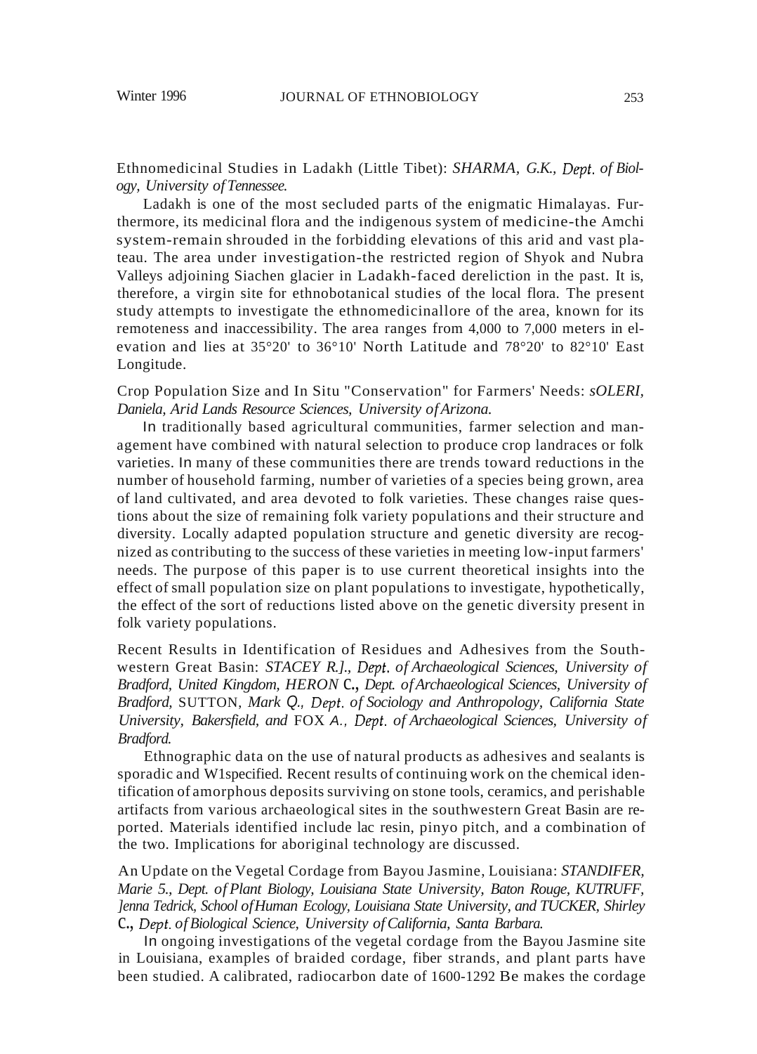Ethnomedicinal Studies in Ladakh (Little Tibet): *SHARMA, G.K., Dept. of Biology, University of Tennessee.*

Ladakh is one of the most secluded parts of the enigmatic Himalayas. Furthermore, its medicinal flora and the indigenous system of medicine-the Amchi system-remain shrouded in the forbidding elevations of this arid and vast plateau. The area under investigation-the restricted region of Shyok and Nubra Valleys adjoining Siachen glacier in Ladakh-faced dereliction in the past. It is, therefore, a virgin site for ethnobotanical studies of the local flora. The present study attempts to investigate the ethnomedicinallore of the area, known for its remoteness and inaccessibility. The area ranges from 4,000 to 7,000 meters in elevation and lies at 35°20' to 36°10' North Latitude and 78°20' to 82°10' East Longitude.

Crop Population Size and In Situ "Conservation" for Farmers' Needs: *sOLERI, Daniela, Arid Lands Resource Sciences, University of Arizona.*

In traditionally based agricultural communities, farmer selection and management have combined with natural selection to produce crop landraces or folk varieties. In many of these communities there are trends toward reductions in the number of household farming, number of varieties of a species being grown, area of land cultivated, and area devoted to folk varieties. These changes raise questions about the size of remaining folk variety populations and their structure and diversity. Locally adapted population structure and genetic diversity are recognized as contributing to the success of these varieties in meeting low-input farmers' needs. The purpose of this paper is to use current theoretical insights into the effect of small population size on plant populations to investigate, hypothetically, the effect of the sort of reductions listed above on the genetic diversity present in folk variety populations.

Recent Results in Identification of Residues and Adhesives from the Southwestern Great Basin: *STACEY R.]., Dept. of Archaeological Sciences, University of Bradford, United Kingdom, HERON C., Dept. of Archaeological Sciences, University of Bradford,* SUTTON, *Mark Q., Dept. of Sociology and Anthropology, California State University, Bakersfield, and* FOX *A., Dept. of Archaeological Sciences, University of Bradford.*

Ethnographic data on the use of natural products as adhesives and sealants is sporadic and W1specified. Recent results of continuing work on the chemical identification of amorphous deposits surviving on stone tools, ceramics, and perishable artifacts from various archaeological sites in the southwestern Great Basin are reported. Materials identified include lac resin, pinyo pitch, and a combination of the two. Implications for aboriginal technology are discussed.

An Update on the Vegetal Cordage from Bayou Jasmine, Louisiana: *STANDIFER, Marie 5., Dept. of Plant Biology, Louisiana State University, Baton Rouge, KUTRUFF, ]enna Tedrick, School of Human Ecology, Louisiana State University, and TUCKER, Shirley C., Dept. of Biological Science, University of California, Santa Barbara.*

In ongoing investigations of the vegetal cordage from the Bayou Jasmine site in Louisiana, examples of braided cordage, fiber strands, and plant parts have been studied. A calibrated, radiocarbon date of 1600-1292 Be makes the cordage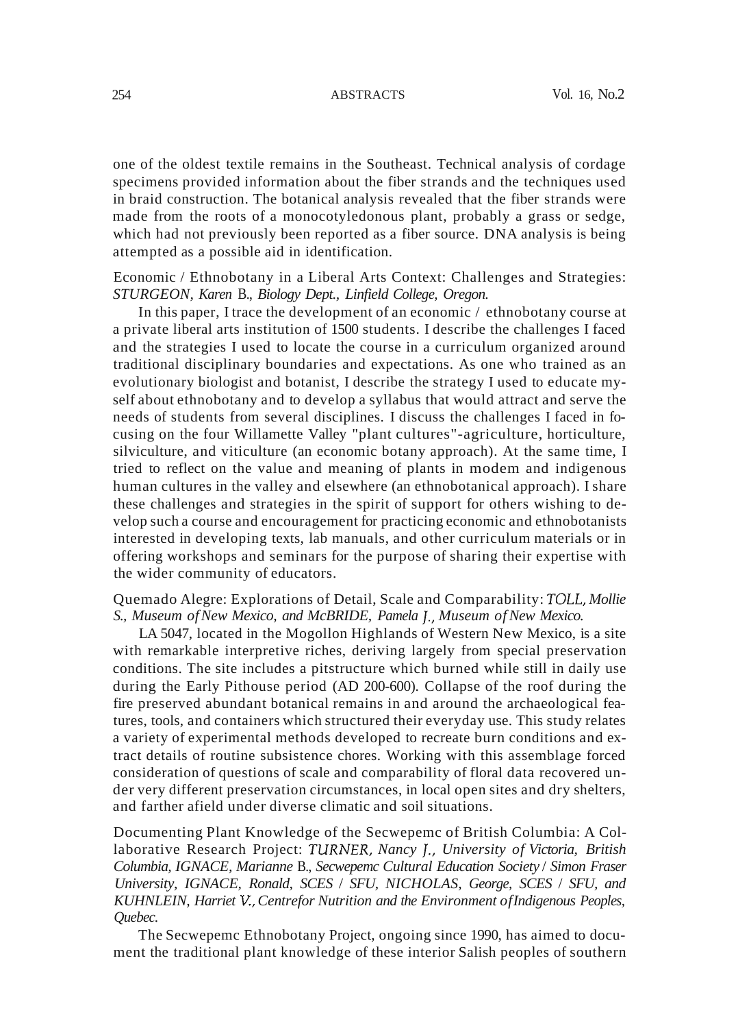one of the oldest textile remains in the Southeast. Technical analysis of cordage specimens provided information about the fiber strands and the techniques used in braid construction. The botanical analysis revealed that the fiber strands were made from the roots of a monocotyledonous plant, probably a grass or sedge, which had not previously been reported as a fiber source. DNA analysis is being attempted as a possible aid in identification.

Economic / Ethnobotany in a Liberal Arts Context: Challenges and Strategies: *STURGEON, Karen B., Biology Dept., Linfield College, Oregon.*

In this paper, I trace the development of an economic / ethnobotany course at a private liberal arts institution of 1500 students. I describe the challenges I faced and the strategies I used to locate the course in a curriculum organized around traditional disciplinary boundaries and expectations. As one who trained as an evolutionary biologist and botanist, I describe the strategy I used to educate myself about ethnobotany and to develop a syllabus that would attract and serve the needs of students from several disciplines. I discuss the challenges I faced in focusing on the four Willamette Valley "plant cultures"-agriculture, horticulture, silviculture, and viticulture (an economic botany approach). At the same time, I tried to reflect on the value and meaning of plants in modem and indigenous human cultures in the valley and elsewhere (an ethnobotanical approach). I share these challenges and strategies in the spirit of support for others wishing to develop such a course and encouragement for practicing economic and ethnobotanists interested in developing texts, lab manuals, and other curriculum materials or in offering workshops and seminars for the purpose of sharing their expertise with the wider community of educators.

Quemado Alegre: Explorations of Detail, Scale and Comparability: *TOLL, Mollie S., Museum of New Mexico, and McBRIDE, Pamela J., Museum of New Mexico.*

LA 5047, located in the Mogollon Highlands of Western New Mexico, is a site with remarkable interpretive riches, deriving largely from special preservation conditions. The site includes a pitstructure which burned while still in daily use during the Early Pithouse period (AD 200-600). Collapse of the roof during the fire preserved abundant botanical remains in and around the archaeological features, tools, and containers which structured their everyday use. This study relates a variety of experimental methods developed to recreate burn conditions and extract details of routine subsistence chores. Working with this assemblage forced consideration of questions of scale and comparability of floral data recovered under very different preservation circumstances, in local open sites and dry shelters, and farther afield under diverse climatic and soil situations.

Documenting Plant Knowledge of the Secwepemc of British Columbia: A Collaborative Research Project: *TURNER, Nancy J., University of Victoria, British Columbia, IGNACE, Marianne B., Secwepemc Cultural Education Society / Simon Fraser University, IGNACE, Ronald, SCES / SFU, NICHOLAS, George, SCES / SFU, and KUHNLEIN, Harriet V., Centrefor Nutrition and the Environment of Indigenous Peoples, Quebec.*

The Secwepemc Ethnobotany Project, ongoing since 1990, has aimed to document the traditional plant knowledge of these interior Salish peoples of southern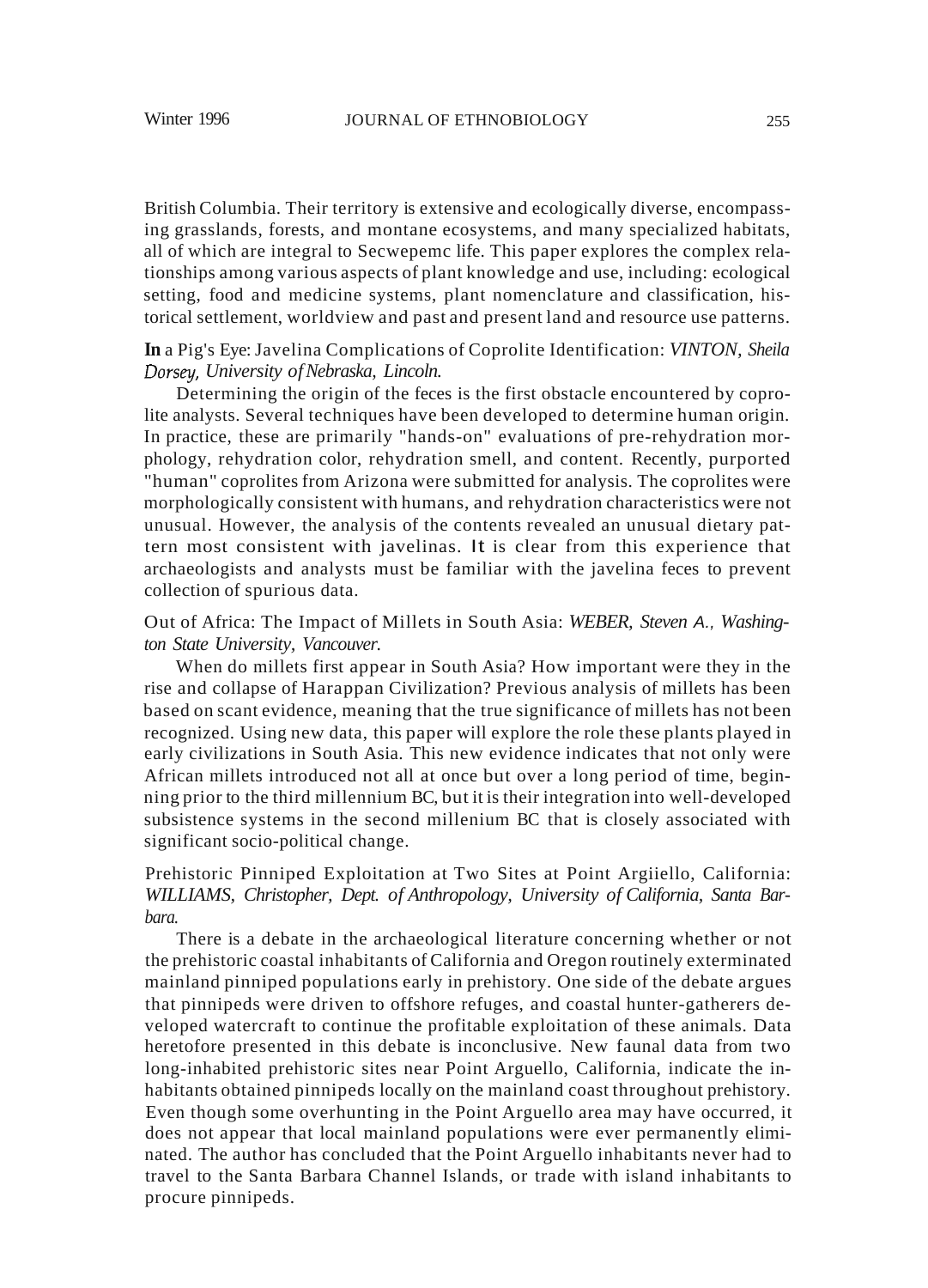British Columbia. Their territory is extensive and ecologically diverse, encompassing grasslands, forests, and montane ecosystems, and many specialized habitats, all of which are integral to Secwepemc life. This paper explores the complex relationships among various aspects of plant knowledge and use, including: ecological setting, food and medicine systems, plant nomenclature and classification, historical settlement, worldview and past and present land and resource use patterns.

**In** a Pig's Eye: Javelina Complications of Coprolite Identification: *VINTON, Sheila Dorsey, University of Nebraska, Lincoln.*

Determining the origin of the feces is the first obstacle encountered by coprolite analysts. Several techniques have been developed to determine human origin. In practice, these are primarily "hands-on" evaluations of pre-rehydration morphology, rehydration color, rehydration smell, and content. Recently, purported "human" coprolites from Arizona were submitted for analysis. The coprolites were morphologically consistent with humans, and rehydration characteristics were not unusual. However, the analysis of the contents revealed an unusual dietary pattern most consistent with javelinas. It is clear from this experience that archaeologists and analysts must be familiar with the javelina feces to prevent collection of spurious data.

Out of Africa: The Impact of Millets in South Asia: *WEBER, Steven A., Washington State University, Vancouver.*

When do millets first appear in South Asia? How important were they in the rise and collapse of Harappan Civilization? Previous analysis of millets has been based on scant evidence, meaning that the true significance of millets has not been recognized. Using new data, this paper will explore the role these plants played in early civilizations in South Asia. This new evidence indicates that not only were African millets introduced not all at once but over a long period of time, beginning prior to the third millennium BC, but it is their integration into well-developed subsistence systems in the second millenium BC that is closely associated with significant socio-political change.

Prehistoric Pinniped Exploitation at Two Sites at Point Argiiello, California: *WILLIAMS, Christopher, Dept. of Anthropology, University of California, Santa Barbara.*

There is a debate in the archaeological literature concerning whether or not the prehistoric coastal inhabitants of California and Oregon routinely exterminated mainland pinniped populations early in prehistory. One side of the debate argues that pinnipeds were driven to offshore refuges, and coastal hunter-gatherers developed watercraft to continue the profitable exploitation of these animals. Data heretofore presented in this debate is inconclusive. New faunal data from two long-inhabited prehistoric sites near Point Arguello, California, indicate the inhabitants obtained pinnipeds locally on the mainland coast throughout prehistory. Even though some overhunting in the Point Arguello area may have occurred, it does not appear that local mainland populations were ever permanently eliminated. The author has concluded that the Point Arguello inhabitants never had to travel to the Santa Barbara Channel Islands, or trade with island inhabitants to procure pinnipeds.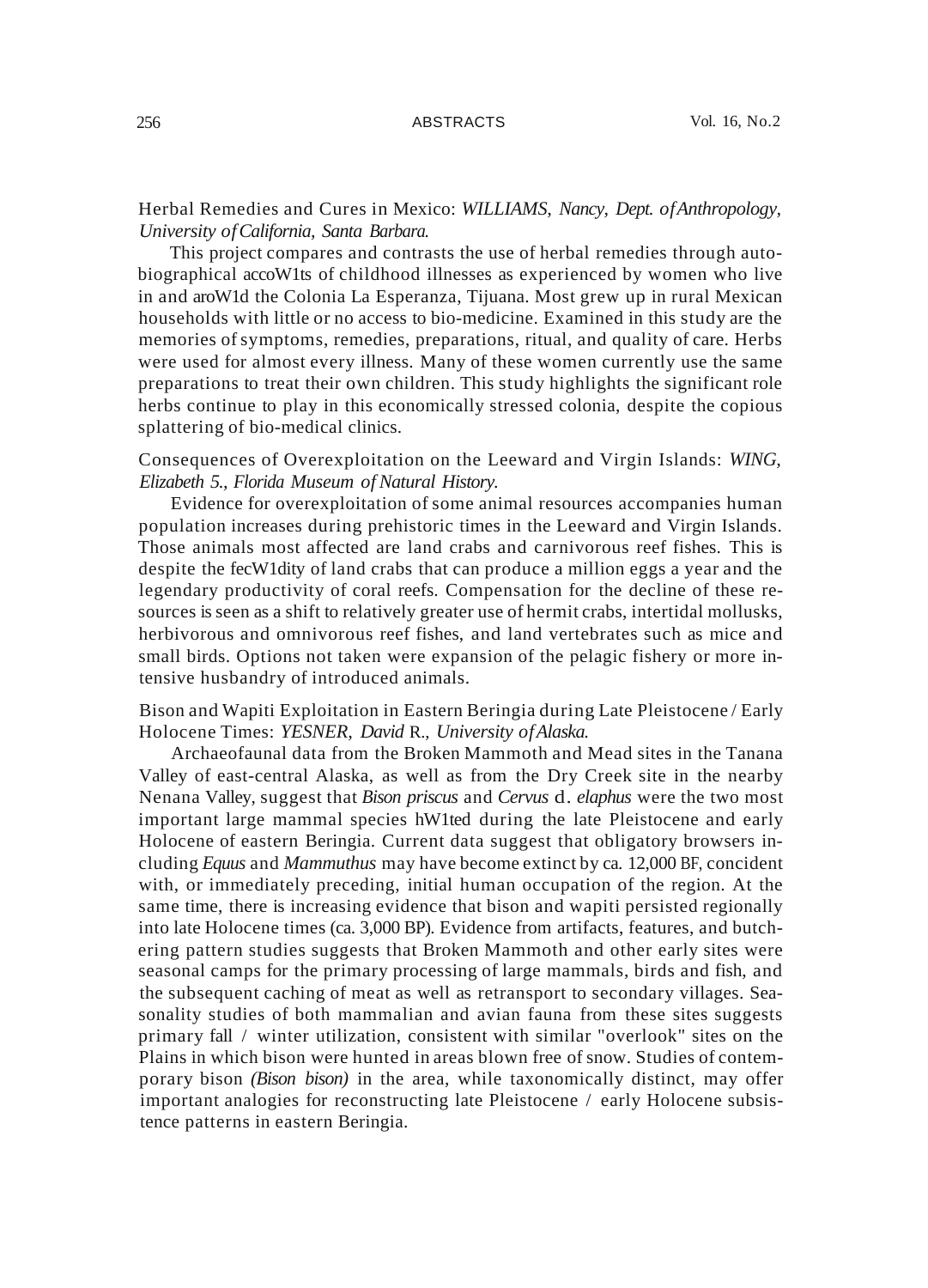Herbal Remedies and Cures in Mexico: *WILLIAMS, Nancy, Dept. of Anthropology, University of California, Santa Barbara.*

This project compares and contrasts the use of herbal remedies through autobiographical accoW1ts of childhood illnesses as experienced by women who live in and aroW1d the Colonia La Esperanza, Tijuana. Most grew up in rural Mexican households with little or no access to bio-medicine. Examined in this study are the memories of symptoms, remedies, preparations, ritual, and quality of care. Herbs were used for almost every illness. Many of these women currently use the same preparations to treat their own children. This study highlights the significant role herbs continue to play in this economically stressed colonia, despite the copious splattering of bio-medical clinics.

Consequences of Overexploitation on the Leeward and Virgin Islands: *WING, Elizabeth 5., Florida Museum of Natural History.*

Evidence for overexploitation of some animal resources accompanies human population increases during prehistoric times in the Leeward and Virgin Islands. Those animals most affected are land crabs and carnivorous reef fishes. This is despite the fecW1dity of land crabs that can produce a million eggs a year and the legendary productivity of coral reefs. Compensation for the decline of these resources is seen as a shift to relatively greater use of hermit crabs, intertidal mollusks, herbivorous and omnivorous reef fishes, and land vertebrates such as mice and small birds. Options not taken were expansion of the pelagic fishery or more intensive husbandry of introduced animals.

Bison and Wapiti Exploitation in Eastern Beringia during Late Pleistocene / Early Holocene Times: *YESNER, David R., University of Alaska.*

Archaeofaunal data from the Broken Mammoth and Mead sites in the Tanana Valley of east-central Alaska, as well as from the Dry Creek site in the nearby Nenana Valley, suggest that *Bison priscus* and *Cervus* d. *elaphus* were the two most important large mammal species hW1ted during the late Pleistocene and early Holocene of eastern Beringia. Current data suggest that obligatory browsers including *Equus* and *Mammuthus* may have become extinct by ca. 12,000 BF, concident with, or immediately preceding, initial human occupation of the region. At the same time, there is increasing evidence that bison and wapiti persisted regionally into late Holocene times (ca. 3,000 BP). Evidence from artifacts, features, and butchering pattern studies suggests that Broken Mammoth and other early sites were seasonal camps for the primary processing of large mammals, birds and fish, and the subsequent caching of meat as well as retransport to secondary villages. Seasonality studies of both mammalian and avian fauna from these sites suggests primary fall / winter utilization, consistent with similar "overlook" sites on the Plains in which bison were hunted in areas blown free of snow. Studies of contemporary bison *(Bison bison)* in the area, while taxonomically distinct, may offer important analogies for reconstructing late Pleistocene / early Holocene subsistence patterns in eastern Beringia.